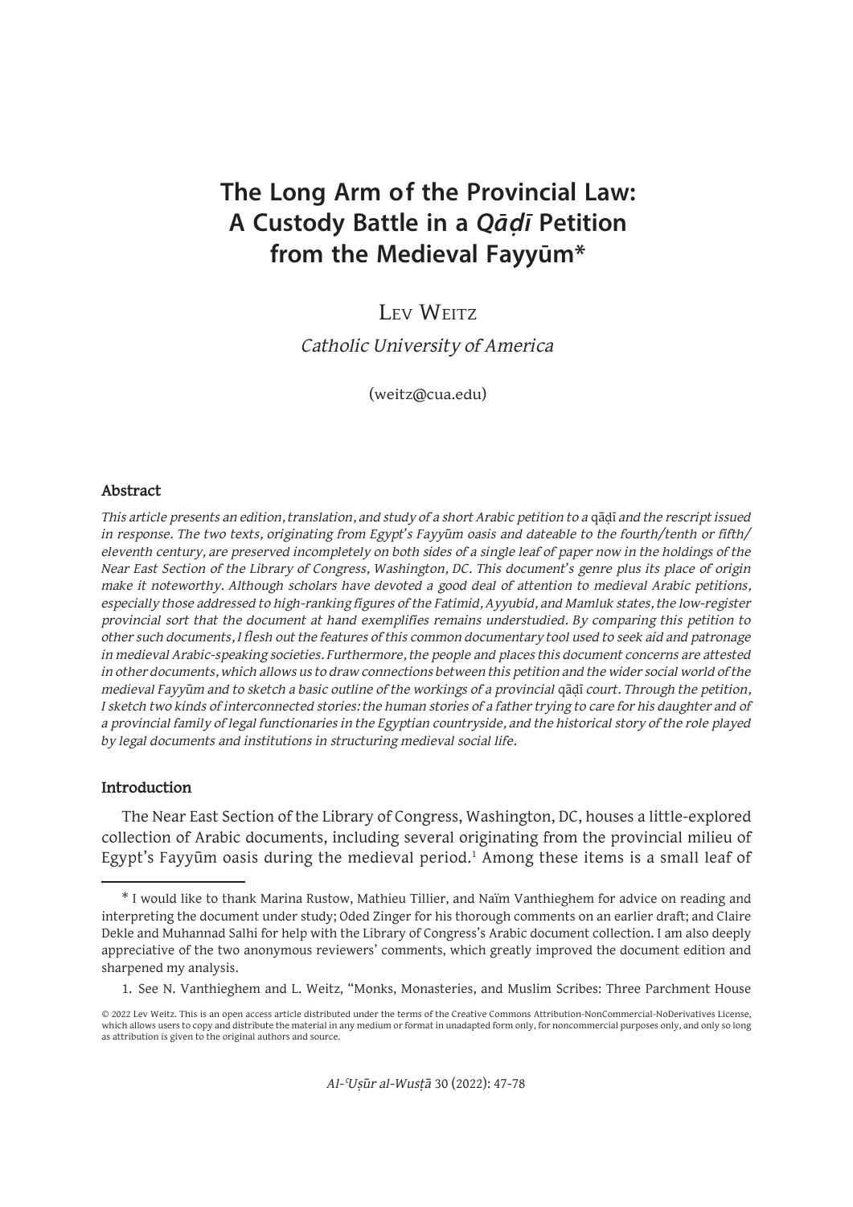# The Long Arm of the Provincial Law: A Custody Battle in a *Qāḍī* Petition from the Medieval Fayyūm*

Lev Weitz

*Catholic University of America*

(weitz@cua.edu)

### Abstract

*This article presents an edition, translation, and study of a short Arabic petition to a* qāḍī *and the rescript issued in response. The two texts, originating from Egypt's Fayyūm oasis and dateable to the fourth/tenth or fifth/eleventh century, are preserved incompletely on both sides of a single leaf of paper now in the holdings of the Near East Section of the Library of Congress, Washington, DC. This document's genre plus its place of origin make it noteworthy. Although scholars have devoted a good deal of attention to medieval Arabic petitions, especially those addressed to high-ranking figures of the Fatimid, Ayyubid, and Mamluk states, the low-register provincial sort that the document at hand exemplifies remains understudied. By comparing this petition to other such documents, I flesh out the features of this common documentary tool used to seek aid and patronage in medieval Arabic-speaking societies. Furthermore, the people and places this document concerns are attested in other documents, which allows us to draw connections between this petition and the wider social world of the medieval Fayyūm and to sketch a basic outline of the workings of a provincial* qāḍī *court. Through the petition, I sketch two kinds of interconnected stories: the human stories of a father trying to care for his daughter and of a provincial family of legal functionaries in the Egyptian countryside, and the historical story of the role played by legal documents and institutions in structuring medieval social life.*

### Introduction

The Near East Section of the Library of Congress, Washington, DC, houses a little-explored collection of Arabic documents, including several originating from the provincial milieu of Egypt's Fayyūm oasis during the medieval period.[1] Among these items is a small leaf of

---

\* I would like to thank Marina Rustow, Mathieu Tillier, and Naïm Vanthieghem for advice on reading and interpreting the document under study; Oded Zinger for his thorough comments on an earlier draft; and Claire Dekle and Muhannad Salhi for help with the Library of Congress's Arabic document collection. I am also deeply appreciative of the two anonymous reviewers' comments, which greatly improved the document edition and sharpened my analysis.

1. See N. Vanthieghem and L. Weitz, "Monks, Monasteries, and Muslim Scribes: Three Parchment House

© 2022 Lev Weitz. This is an open access article distributed under the terms of the Creative Commons Attribution-NonCommercial-NoDerivatives License, which allows users to copy and distribute the material in any medium or format in unadapted form only, for noncommercial purposes only, and only so long as attribution is given to the original authors and source.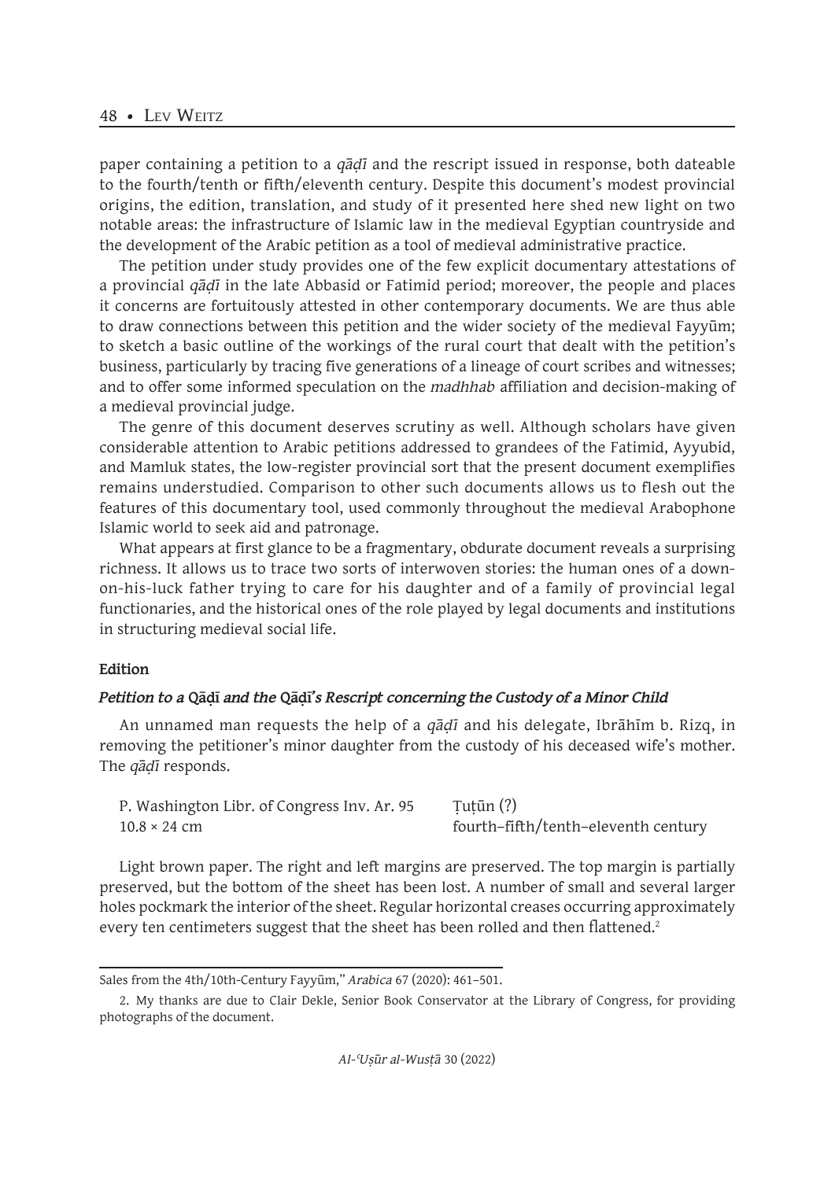paper containing a petition to a *qāḍī* and the rescript issued in response, both dateable to the fourth/tenth or fifth/eleventh century. Despite this document's modest provincial origins, the edition, translation, and study of it presented here shed new light on two notable areas: the infrastructure of Islamic law in the medieval Egyptian countryside and the development of the Arabic petition as a tool of medieval administrative practice.

The petition under study provides one of the few explicit documentary attestations of a provincial *qāḍī* in the late Abbasid or Fatimid period; moreover, the people and places it concerns are fortuitously attested in other contemporary documents. We are thus able to draw connections between this petition and the wider society of the medieval Fayyūm; to sketch a basic outline of the workings of the rural court that dealt with the petition's business, particularly by tracing five generations of a lineage of court scribes and witnesses; and to offer some informed speculation on the *madhhab* affiliation and decision-making of a medieval provincial judge.

The genre of this document deserves scrutiny as well. Although scholars have given considerable attention to Arabic petitions addressed to grandees of the Fatimid, Ayyubid, and Mamluk states, the low-register provincial sort that the present document exemplifies remains understudied. Comparison to other such documents allows us to flesh out the features of this documentary tool, used commonly throughout the medieval Arabophone Islamic world to seek aid and patronage.

What appears at first glance to be a fragmentary, obdurate document reveals a surprising richness. It allows us to trace two sorts of interwoven stories: the human ones of a down-on-his-luck father trying to care for his daughter and of a family of provincial legal functionaries, and the historical ones of the role played by legal documents and institutions in structuring medieval social life.

**Edition**

***Petition to a* Qāḍī *and the* Qāḍī*'s Rescript concerning the Custody of a Minor Child***

An unnamed man requests the help of a *qāḍī* and his delegate, Ibrāhīm b. Rizq, in removing the petitioner's minor daughter from the custody of his deceased wife's mother. The *qāḍī* responds.

| | |
|---|---|
| P. Washington Libr. of Congress Inv. Ar. 95 | Ṭuṭūn (?) |
| 10.8 × 24 cm | fourth–fifth/tenth–eleventh century |

Light brown paper. The right and left margins are preserved. The top margin is partially preserved, but the bottom of the sheet has been lost. A number of small and several larger holes pockmark the interior of the sheet. Regular horizontal creases occurring approximately every ten centimeters suggest that the sheet has been rolled and then flattened.[2]

---

Sales from the 4th/10th-Century Fayyūm," *Arabica* 67 (2020): 461–501.

2. My thanks are due to Clair Dekle, Senior Book Conservator at the Library of Congress, for providing photographs of the document.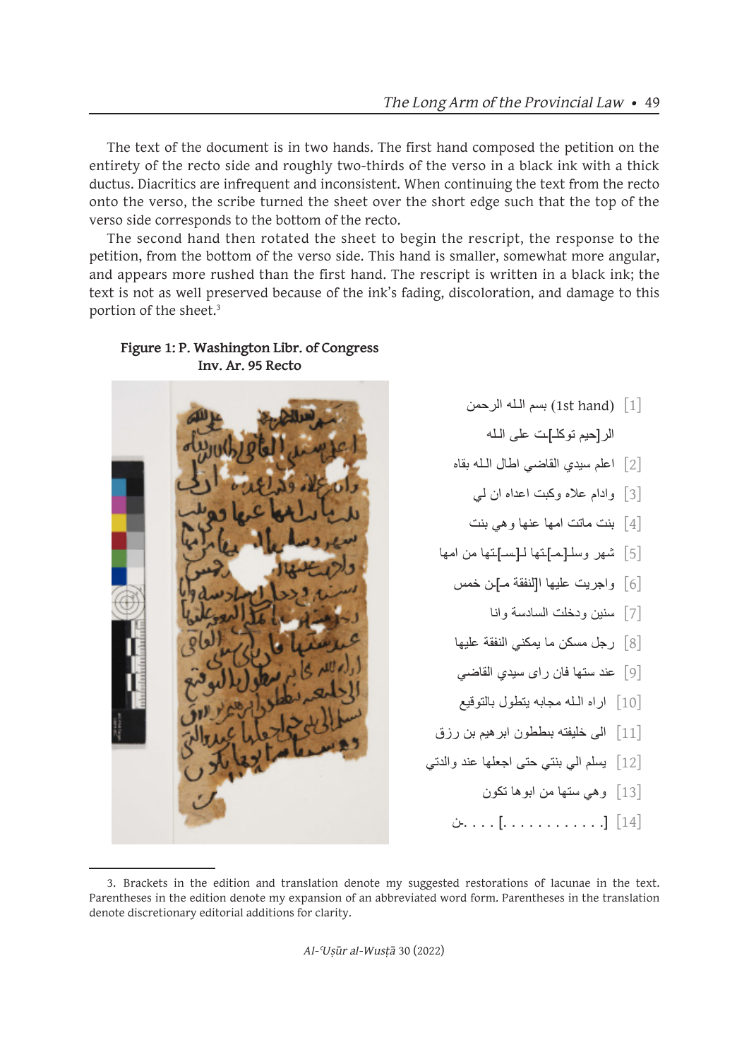The text of the document is in two hands. The first hand composed the petition on the entirety of the recto side and roughly two-thirds of the verso in a black ink with a thick ductus. Diacritics are infrequent and inconsistent. When continuing the text from the recto onto the verso, the scribe turned the sheet over the short edge such that the top of the verso side corresponds to the bottom of the recto.

The second hand then rotated the sheet to begin the rescript, the response to the petition, from the bottom of the verso side. This hand is smaller, somewhat more angular, and appears more rushed than the first hand. The rescript is written in a black ink; the text is not as well preserved because of the ink's fading, discoloration, and damage to this portion of the sheet.[3]

**Figure 1: P. Washington Libr. of Congress Inv. Ar. 95 Recto**

[1] (1st hand) بسم الله الرحمن
الر[حيم توكلـ]ـت على الله

[2] اعلم سيدي القاضي اطال الله بقاه

[3] وادام علاه وكبت اعداه ان لي

[4] بنت ماتت امها عنها وهي بنت

[5] شهر وسلـ[ـمـ]ـتها لـ[ـسـ]ـتها من امها

[6] واجريت عليها ا[لنفقة مـ]ـن خمس

[7] سنين ودخلت السادسة وانا

[8] رجل مسكن ما يمكني النفقة عليها

[9] عند ستها فان راى سيدي القاضي

[10] اراه الله مجابه يتطول بالتوقيع

[11] الى خليفته بطظون ابرهيم بن رزق

[12] يسلم الي بنتي حتى اجعلها عند والدتي

[13] وهي ستها من ابوها تكون

[14] [. . . . . . . . . . . .] . . . . ـن

3. Brackets in the edition and translation denote my suggested restorations of lacunae in the text. Parentheses in the edition denote my expansion of an abbreviated word form. Parentheses in the translation denote discretionary editorial additions for clarity.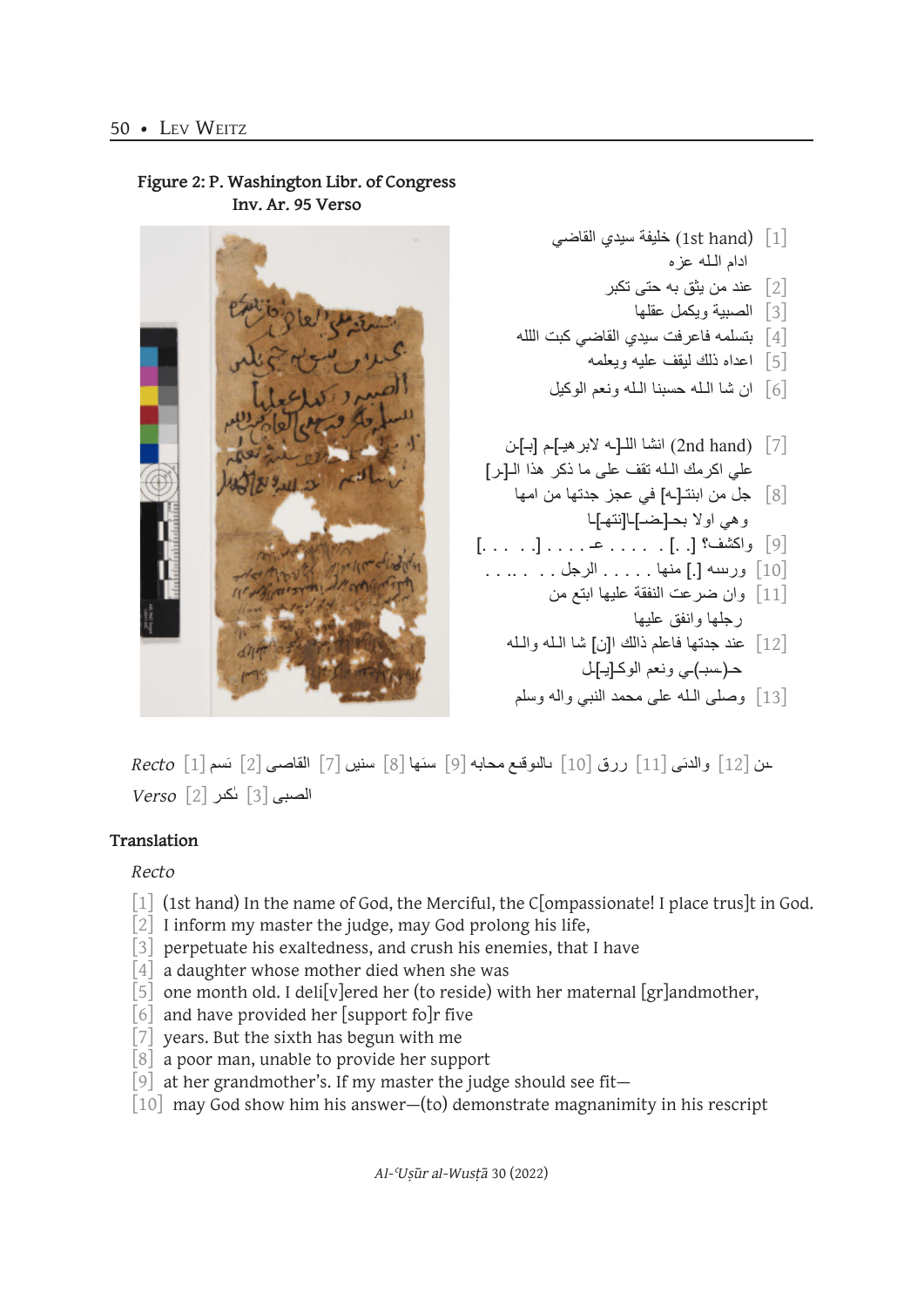**Figure 2: P. Washington Libr. of Congress Inv. Ar. 95 Verso**

[1] (1st hand) خليفة سيدي القاضي ادام الله عزه

[2] عند من يثق به حتى تكبر

[3] الصبية ويكمل عقلها

[4] بتسلمه فاعرفت سيدي القاضي كبت اللله

[5] اعداه ذلك ليقف عليه ويعلمه

[6] ان شا الله حسبنا الله ونعم الوكيل

[7] (2nd hand) انشا اللـ[ـه لابر]هيـ[ـم [بـ]ـن علي اكرمك الله تقف على ما ذكر هذا الـ[ـر]

[8] جل من ابنتـ[ـه] في عجز جدتها من امها وهي اولا بحـ[ـضـ]ـا[نتهـ]ـا

[9] واكشف؟ [. .] . . . . . عـ . . . . . [. . . .]

[10] ورسه [.] منها . . . . . الرجل . . . . . . .

[11] وان ضرعت النفقة عليها ابتع من رجلها وانفق عليها

[12] عند جدتها فاعلم ذالك ا[ن] شا الله والله حـ(ـسبـ)ـي ونعم الوكـ[ـيـ]ـل

[13] وصلى الله على محمد النبي واله وسلم

*Recto* [1] بسم [2] القاضى [7] سنين [8] سنها [9] بالوقع محابه [10] ررق [11] والدتى [12] ىن

*Verso* [2] تكبر [3] الصبى

## Translation

*Recto*

[1] (1st hand) In the name of God, the Merciful, the C[ompassionate! I place trus]t in God.

[2] I inform my master the judge, may God prolong his life,

[3] perpetuate his exaltedness, and crush his enemies, that I have

[4] a daughter whose mother died when she was

[5] one month old. I deli[v]ered her (to reside) with her maternal [gr]andmother,

[6] and have provided her [support fo]r five

[7] years. But the sixth has begun with me

[8] a poor man, unable to provide her support

[9] at her grandmother's. If my master the judge should see fit—

[10] may God show him his answer—(to) demonstrate magnanimity in his rescript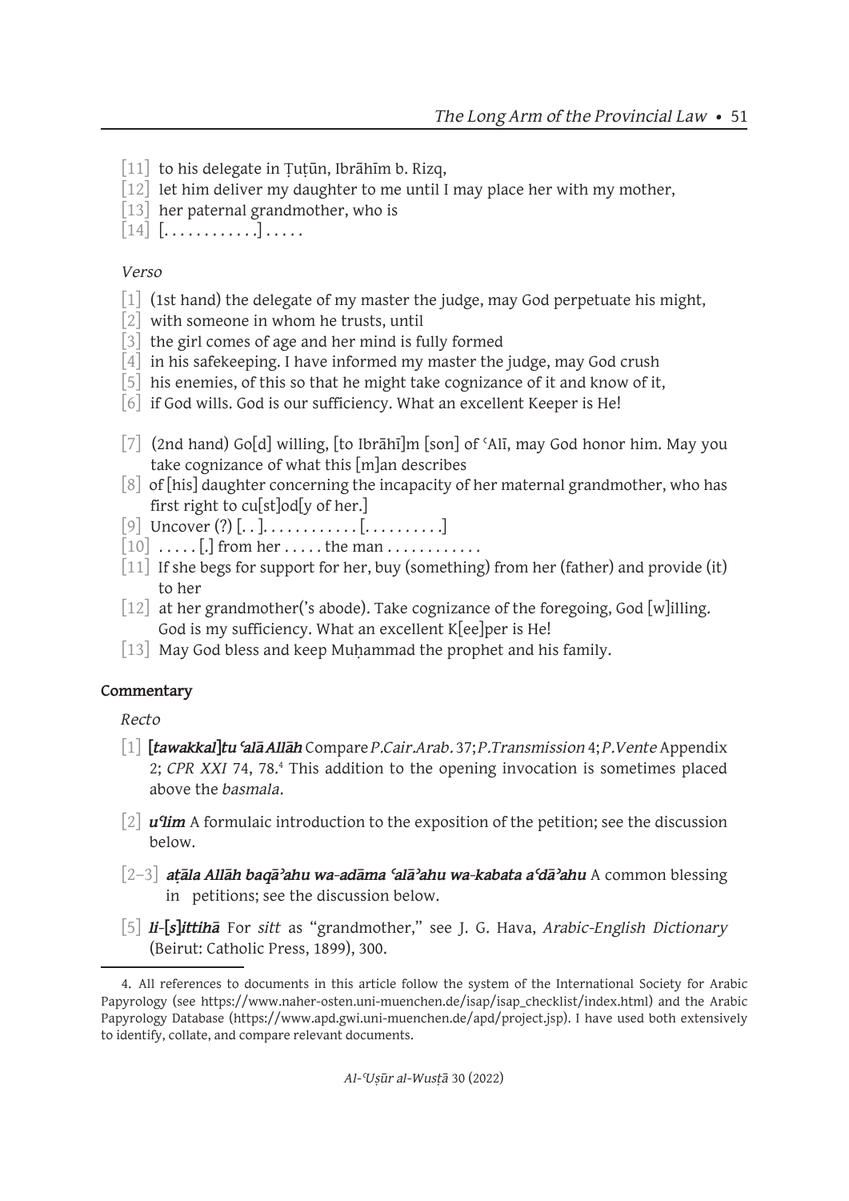[11] to his delegate in Ṭuṭūn, Ibrāhīm b. Rizq,
[12] let him deliver my daughter to me until I may place her with my mother,
[13] her paternal grandmother, who is
[14] [. . . . . . . . . . . .] . . . . .

*Verso*

[1] (1st hand) the delegate of my master the judge, may God perpetuate his might,
[2] with someone in whom he trusts, until
[3] the girl comes of age and her mind is fully formed
[4] in his safekeeping. I have informed my master the judge, may God crush
[5] his enemies, of this so that he might take cognizance of it and know of it,
[6] if God wills. God is our sufficiency. What an excellent Keeper is He!

[7] (2nd hand) Go[d] willing, [to Ibrāhī]m [son] of ʿAlī, may God honor him. May you take cognizance of what this [m]an describes
[8] of [his] daughter concerning the incapacity of her maternal grandmother, who has first right to cu[st]od[y of her.]
[9] Uncover (?) [. . ]. . . . . . . . . . . . [. . . . . . . . . .]
[10] . . . . . [.] from her . . . . . the man . . . . . . . . . . . .
[11] If she begs for support for her, buy (something) from her (father) and provide (it) to her
[12] at her grandmother('s abode). Take cognizance of the foregoing, God [w]illing. God is my sufficiency. What an excellent K[ee]per is He!
[13] May God bless and keep Muḥammad the prophet and his family.

**Commentary**

*Recto*

[1] ***[tawakkal]tu ʿalā Allāh*** Compare *P.Cair.Arab.* 37; *P.Transmission* 4; *P.Vente* Appendix 2; *CPR XXI* 74, 78.[4] This addition to the opening invocation is sometimes placed above the *basmala*.

[2] ***uʿlim*** A formulaic introduction to the exposition of the petition; see the discussion below.

[2–3] ***aṭāla Allāh baqāʾahu wa-adāma ʿalāʾahu wa-kabata aʿdāʾahu*** A common blessing in petitions; see the discussion below.

[5] ***li-[s]ittihā*** For *sitt* as "grandmother," see J. G. Hava, *Arabic-English Dictionary* (Beirut: Catholic Press, 1899), 300.

4. All references to documents in this article follow the system of the International Society for Arabic Papyrology (see https://www.naher-osten.uni-muenchen.de/isap/isap_checklist/index.html) and the Arabic Papyrology Database (https://www.apd.gwi.uni-muenchen.de/apd/project.jsp). I have used both extensively to identify, collate, and compare relevant documents.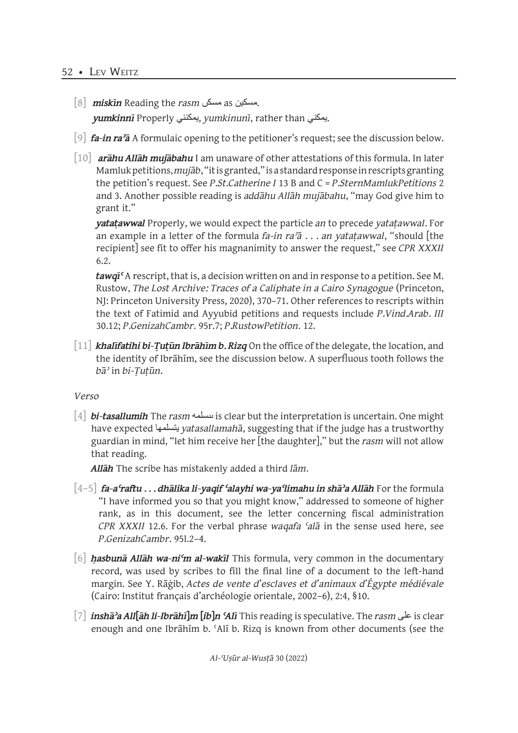[8] ***miskīn*** Reading the *rasm* مسكن as مسكين.

***yumkinnī*** Properly يمكنني, *yumkinunī*, rather than يمكني.

[9] ***fa-in raʾā*** A formulaic opening to the petitioner's request; see the discussion below.

[10] ***arāhu Allāh mujābahu*** I am unaware of other attestations of this formula. In later Mamluk petitions, *mujāb*, "it is granted," is a standard response in rescripts granting the petition's request. See *P.St.Catherine I* 13 B and C = *P.SternMamlukPetitions* 2 and 3. Another possible reading is *addāhu Allāh mujābahu*, "may God give him to grant it."

***yataṭawwal*** Properly, we would expect the particle *an* to precede *yataṭawwal*. For an example in a letter of the formula *fa-in raʾā . . . an yataṭawwal*, "should [the recipient] see fit to offer his magnanimity to answer the request," see *CPR XXXII* 6.2.

***tawqīʿ*** A rescript, that is, a decision written on and in response to a petition. See M. Rustow, *The Lost Archive: Traces of a Caliphate in a Cairo Synagogue* (Princeton, NJ: Princeton University Press, 2020), 370–71. Other references to rescripts within the text of Fatimid and Ayyubid petitions and requests include *P.Vind.Arab. III* 30.12; *P.GenizahCambr.* 95r.7; *P.RustowPetition.* 12.

[11] ***khalīfatihi bi-Ṭuṭūn Ibrāhīm b. Rizq*** On the office of the delegate, the location, and the identity of Ibrāhīm, see the discussion below. A superfluous tooth follows the *bāʾ* in *bi-Ṭuṭūn*.

*Verso*

[4] ***bi-tasallumih*** The *rasm* بتسلمه is clear but the interpretation is uncertain. One might have expected يتسلمها *yatasallamahā*, suggesting that if the judge has a trustworthy guardian in mind, "let him receive her [the daughter]," but the *rasm* will not allow that reading.

***Allāh*** The scribe has mistakenly added a third *lām*.

[4–5] ***fa-aʿraftu . . . dhālika li-yaqif ʿalayhi wa-yaʿlimahu in shāʾa Allāh*** For the formula "I have informed you so that you might know," addressed to someone of higher rank, as in this document, see the letter concerning fiscal administration *CPR XXXII* 12.6. For the verbal phrase *waqafa ʿalā* in the sense used here, see *P.GenizahCambr.* 95l.2–4.

[6] ***ḥasbunā Allāh wa-niʿm al-wakīl*** This formula, very common in the documentary record, was used by scribes to fill the final line of a document to the left-hand margin. See Y. Rāġib, *Actes de vente d'esclaves et d'animaux d'Égypte médiévale* (Cairo: Institut français d'archéologie orientale, 2002–6), 2:4, §10.

[7] ***inshāʾa All[āh li-Ibrāhī]m [ib]n ʿAlī*** This reading is speculative. The *rasm* على is clear enough and one Ibrāhīm b. ʿAlī b. Rizq is known from other documents (see the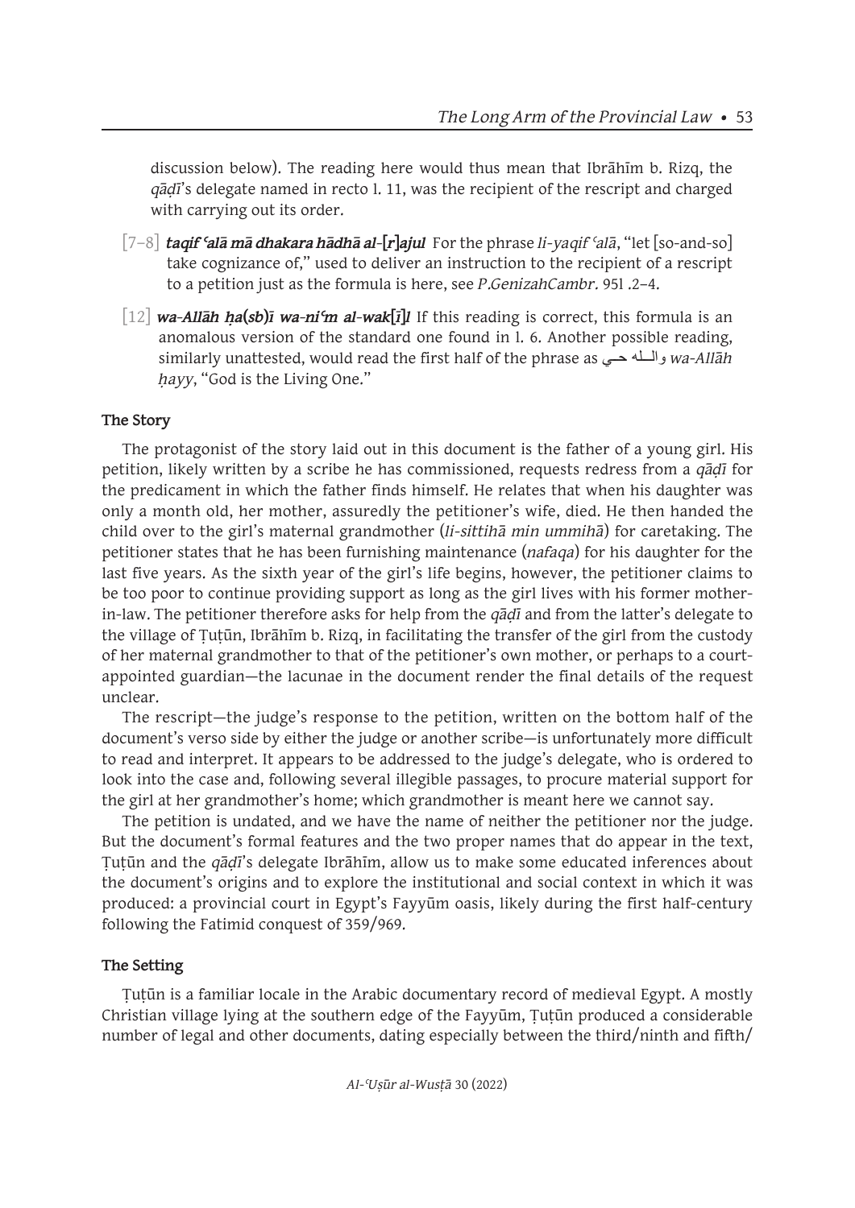discussion below). The reading here would thus mean that Ibrāhīm b. Rizq, the *qāḍī*'s delegate named in recto l. 11, was the recipient of the rescript and charged with carrying out its order.

[7–8] ***taqif ʿalā mā dhakara hādhā al-[r]ajul*** For the phrase *li-yaqif ʿalā*, "let [so-and-so] take cognizance of," used to deliver an instruction to the recipient of a rescript to a petition just as the formula is here, see *P.GenizahCambr.* 95l .2–4.

[12] ***wa-Allāh ḥa(sb)ī wa-niʿm al-wak[ī]l*** If this reading is correct, this formula is an anomalous version of the standard one found in l. 6. Another possible reading, similarly unattested, would read the first half of the phrase as والـلـه حـي *wa-Allāh ḥayy*, "God is the Living One."

### The Story

The protagonist of the story laid out in this document is the father of a young girl. His petition, likely written by a scribe he has commissioned, requests redress from a *qāḍī* for the predicament in which the father finds himself. He relates that when his daughter was only a month old, her mother, assuredly the petitioner's wife, died. He then handed the child over to the girl's maternal grandmother (*li-sittihā min ummihā*) for caretaking. The petitioner states that he has been furnishing maintenance (*nafaqa*) for his daughter for the last five years. As the sixth year of the girl's life begins, however, the petitioner claims to be too poor to continue providing support as long as the girl lives with his former mother-in-law. The petitioner therefore asks for help from the *qāḍī* and from the latter's delegate to the village of Ṭuṭūn, Ibrāhīm b. Rizq, in facilitating the transfer of the girl from the custody of her maternal grandmother to that of the petitioner's own mother, or perhaps to a court-appointed guardian—the lacunae in the document render the final details of the request unclear.

The rescript—the judge's response to the petition, written on the bottom half of the document's verso side by either the judge or another scribe—is unfortunately more difficult to read and interpret. It appears to be addressed to the judge's delegate, who is ordered to look into the case and, following several illegible passages, to procure material support for the girl at her grandmother's home; which grandmother is meant here we cannot say.

The petition is undated, and we have the name of neither the petitioner nor the judge. But the document's formal features and the two proper names that do appear in the text, Ṭuṭūn and the *qāḍī*'s delegate Ibrāhīm, allow us to make some educated inferences about the document's origins and to explore the institutional and social context in which it was produced: a provincial court in Egypt's Fayyūm oasis, likely during the first half-century following the Fatimid conquest of 359/969.

### The Setting

Ṭuṭūn is a familiar locale in the Arabic documentary record of medieval Egypt. A mostly Christian village lying at the southern edge of the Fayyūm, Ṭuṭūn produced a considerable number of legal and other documents, dating especially between the third/ninth and fifth/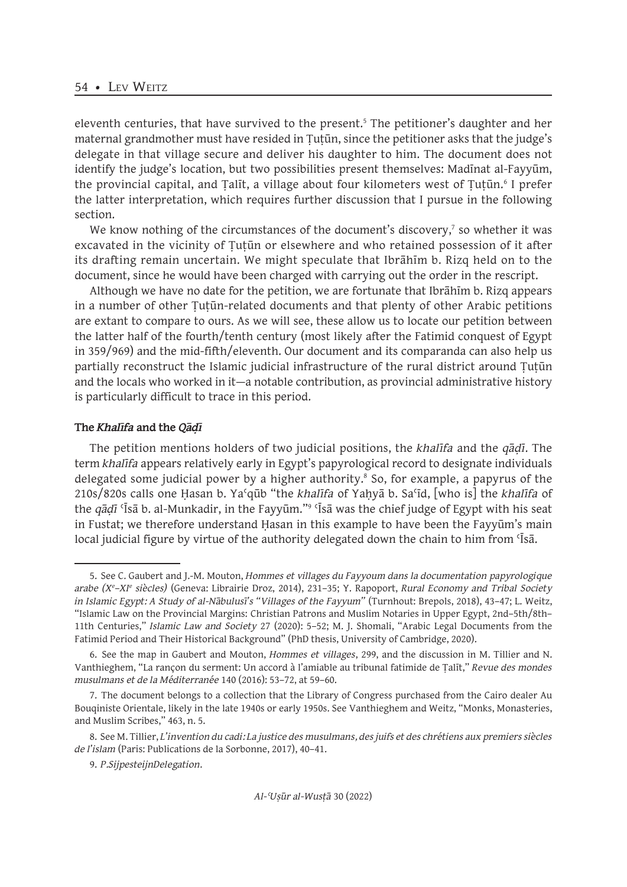eleventh centuries, that have survived to the present.[5] The petitioner's daughter and her maternal grandmother must have resided in Ṭuṭūn, since the petitioner asks that the judge's delegate in that village secure and deliver his daughter to him. The document does not identify the judge's location, but two possibilities present themselves: Madīnat al-Fayyūm, the provincial capital, and Ṭalīt, a village about four kilometers west of Ṭuṭūn.[6] I prefer the latter interpretation, which requires further discussion that I pursue in the following section.

We know nothing of the circumstances of the document's discovery,[7] so whether it was excavated in the vicinity of Ṭuṭūn or elsewhere and who retained possession of it after its drafting remain uncertain. We might speculate that Ibrāhīm b. Rizq held on to the document, since he would have been charged with carrying out the order in the rescript.

Although we have no date for the petition, we are fortunate that Ibrāhīm b. Rizq appears in a number of other Ṭuṭūn-related documents and that plenty of other Arabic petitions are extant to compare to ours. As we will see, these allow us to locate our petition between the latter half of the fourth/tenth century (most likely after the Fatimid conquest of Egypt in 359/969) and the mid-fifth/eleventh. Our document and its comparanda can also help us partially reconstruct the Islamic judicial infrastructure of the rural district around Ṭuṭūn and the locals who worked in it—a notable contribution, as provincial administrative history is particularly difficult to trace in this period.

### The *Khalīfa* and the *Qāḍī*

The petition mentions holders of two judicial positions, the *khalīfa* and the *qāḍī*. The term *khalīfa* appears relatively early in Egypt's papyrological record to designate individuals delegated some judicial power by a higher authority.[8] So, for example, a papyrus of the 210s/820s calls one Ḥasan b. Yaʿqūb "the *khalīfa* of Yaḥyā b. Saʿīd, [who is] the *khalīfa* of the *qāḍī* ʿĪsā b. al-Munkadir, in the Fayyūm."[9] ʿĪsā was the chief judge of Egypt with his seat in Fustat; we therefore understand Ḥasan in this example to have been the Fayyūm's main local judicial figure by virtue of the authority delegated down the chain to him from ʿĪsā.

---

5. See C. Gaubert and J.-M. Mouton, *Hommes et villages du Fayyoum dans la documentation papyrologique arabe (Xe–XIe siècles)* (Geneva: Librairie Droz, 2014), 231–35; Y. Rapoport, *Rural Economy and Tribal Society in Islamic Egypt: A Study of al-Nābulusī's "Villages of the Fayyum"* (Turnhout: Brepols, 2018), 43–47; L. Weitz, "Islamic Law on the Provincial Margins: Christian Patrons and Muslim Notaries in Upper Egypt, 2nd–5th/8th–11th Centuries," *Islamic Law and Society* 27 (2020): 5–52; M. J. Shomali, "Arabic Legal Documents from the Fatimid Period and Their Historical Background" (PhD thesis, University of Cambridge, 2020).

6. See the map in Gaubert and Mouton, *Hommes et villages*, 299, and the discussion in M. Tillier and N. Vanthieghem, "La rançon du serment: Un accord à l'amiable au tribunal fatimide de Ṭalīt," *Revue des mondes musulmans et de la Méditerranée* 140 (2016): 53–72, at 59–60.

7. The document belongs to a collection that the Library of Congress purchased from the Cairo dealer Au Bouquiniste Orientale, likely in the late 1940s or early 1950s. See Vanthieghem and Weitz, "Monks, Monasteries, and Muslim Scribes," 463, n. 5.

8. See M. Tillier, *L'invention du cadi: La justice des musulmans, des juifs et des chrétiens aux premiers siècles de l'islam* (Paris: Publications de la Sorbonne, 2017), 40–41.

9. *P.SijpesteijnDelegation*.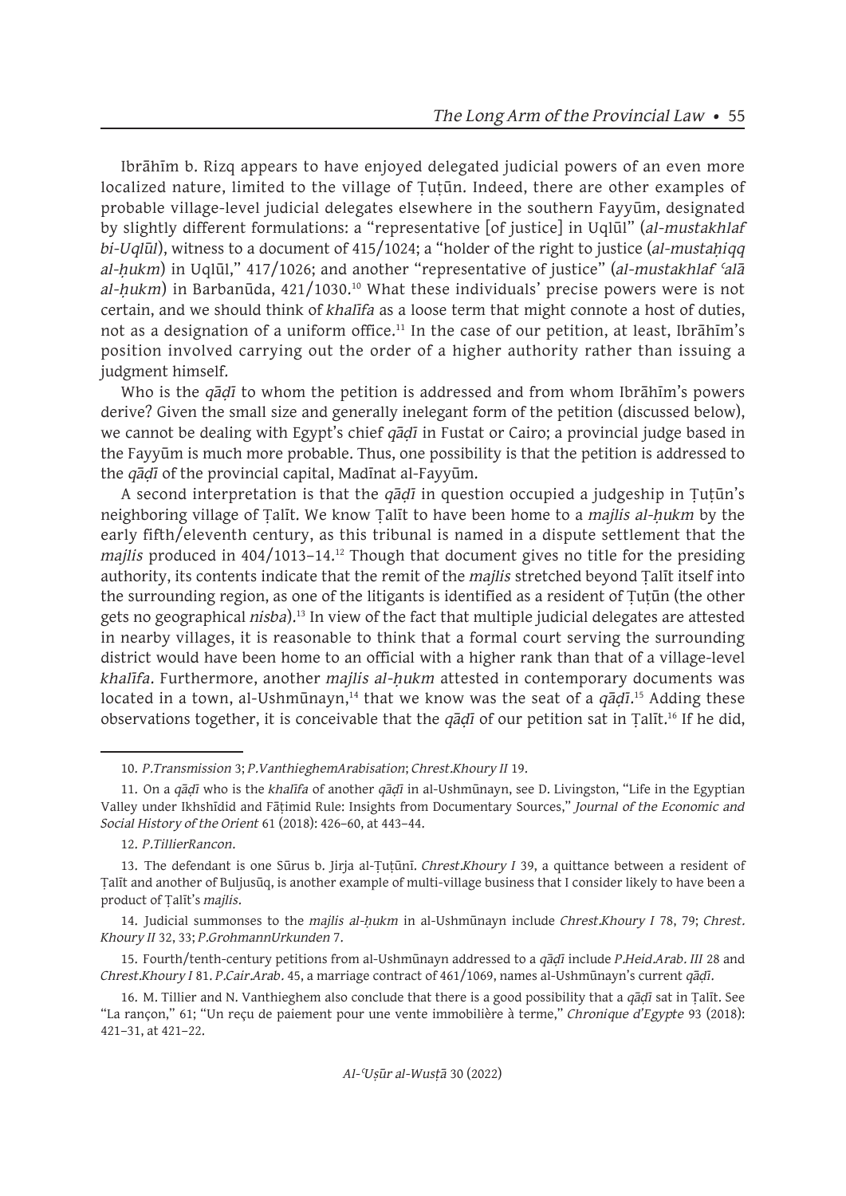Ibrāhīm b. Rizq appears to have enjoyed delegated judicial powers of an even more localized nature, limited to the village of Ṭuṭūn. Indeed, there are other examples of probable village-level judicial delegates elsewhere in the southern Fayyūm, designated by slightly different formulations: a "representative [of justice] in Uqlūl" (*al-mustakhlaf bi-Uqlūl*), witness to a document of 415/1024; a "holder of the right to justice (*al-mustaḥiqq al-ḥukm*) in Uqlūl," 417/1026; and another "representative of justice" (*al-mustakhlaf ʿalā al-ḥukm*) in Barbanūda, 421/1030.[10] What these individuals' precise powers were is not certain, and we should think of *khalīfa* as a loose term that might connote a host of duties, not as a designation of a uniform office.[11] In the case of our petition, at least, Ibrāhīm's position involved carrying out the order of a higher authority rather than issuing a judgment himself.

Who is the *qāḍī* to whom the petition is addressed and from whom Ibrāhīm's powers derive? Given the small size and generally inelegant form of the petition (discussed below), we cannot be dealing with Egypt's chief *qāḍī* in Fustat or Cairo; a provincial judge based in the Fayyūm is much more probable. Thus, one possibility is that the petition is addressed to the *qāḍī* of the provincial capital, Madīnat al-Fayyūm.

A second interpretation is that the *qāḍī* in question occupied a judgeship in Ṭuṭūn's neighboring village of Ṭalīt. We know Ṭalīt to have been home to a *majlis al-ḥukm* by the early fifth/eleventh century, as this tribunal is named in a dispute settlement that the *majlis* produced in 404/1013–14.[12] Though that document gives no title for the presiding authority, its contents indicate that the remit of the *majlis* stretched beyond Ṭalīt itself into the surrounding region, as one of the litigants is identified as a resident of Ṭuṭūn (the other gets no geographical *nisba*).[13] In view of the fact that multiple judicial delegates are attested in nearby villages, it is reasonable to think that a formal court serving the surrounding district would have been home to an official with a higher rank than that of a village-level *khalīfa*. Furthermore, another *majlis al-ḥukm* attested in contemporary documents was located in a town, al-Ushmūnayn,[14] that we know was the seat of a *qāḍī*.[15] Adding these observations together, it is conceivable that the *qāḍī* of our petition sat in Ṭalīt.[16] If he did,

---

10. *P.Transmission* 3; *P.VanthieghemArabisation*; *Chrest.Khoury II* 19.

11. On a *qāḍī* who is the *khalīfa* of another *qāḍī* in al-Ushmūnayn, see D. Livingston, "Life in the Egyptian Valley under Ikhshīdid and Fāṭimid Rule: Insights from Documentary Sources," *Journal of the Economic and Social History of the Orient* 61 (2018): 426–60, at 443–44.

12. *P.TillierRancon*.

13. The defendant is one Sūrus b. Jirja al-Ṭuṭūnī. *Chrest.Khoury I* 39, a quittance between a resident of Ṭalīt and another of Buljusūq, is another example of multi-village business that I consider likely to have been a product of Ṭalīt's *majlis*.

14. Judicial summonses to the *majlis al-ḥukm* in al-Ushmūnayn include *Chrest.Khoury I* 78, 79; *Chrest. Khoury II* 32, 33; *P.GrohmannUrkunden* 7.

15. Fourth/tenth-century petitions from al-Ushmūnayn addressed to a *qāḍī* include *P.Heid.Arab. III* 28 and *Chrest.Khoury I* 81. *P.Cair.Arab.* 45, a marriage contract of 461/1069, names al-Ushmūnayn's current *qāḍī*.

16. M. Tillier and N. Vanthieghem also conclude that there is a good possibility that a *qāḍī* sat in Ṭalīt. See "La rançon," 61; "Un reçu de paiement pour une vente immobilière à terme," *Chronique d'Egypte* 93 (2018): 421–31, at 421–22.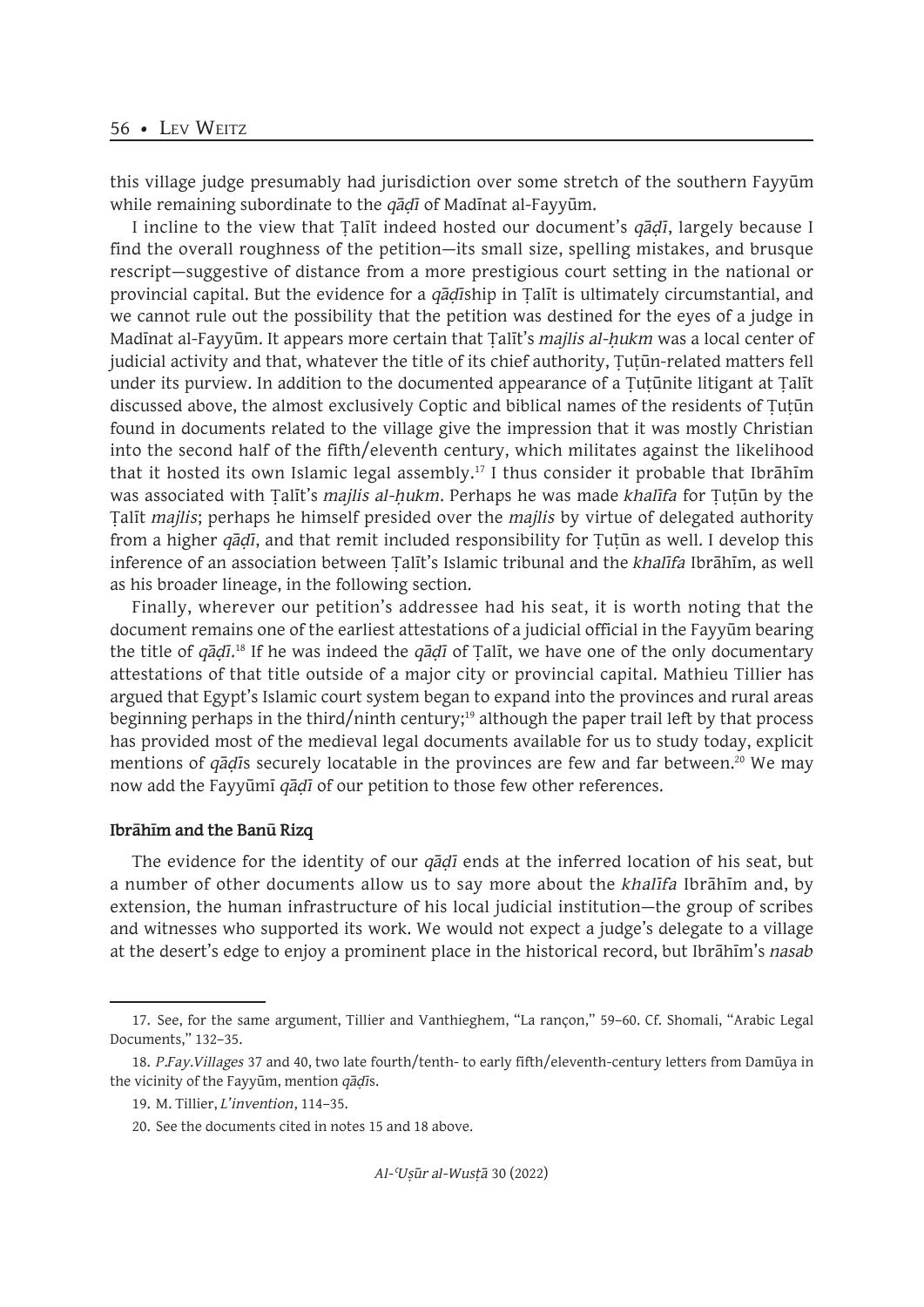this village judge presumably had jurisdiction over some stretch of the southern Fayyūm while remaining subordinate to the *qāḍī* of Madīnat al-Fayyūm.

I incline to the view that Ṭalīt indeed hosted our document's *qāḍī*, largely because I find the overall roughness of the petition—its small size, spelling mistakes, and brusque rescript—suggestive of distance from a more prestigious court setting in the national or provincial capital. But the evidence for a *qāḍī*ship in Ṭalīt is ultimately circumstantial, and we cannot rule out the possibility that the petition was destined for the eyes of a judge in Madīnat al-Fayyūm. It appears more certain that Ṭalīt's *majlis al-ḥukm* was a local center of judicial activity and that, whatever the title of its chief authority, Ṭuṭūn-related matters fell under its purview. In addition to the documented appearance of a Ṭuṭūnite litigant at Ṭalīt discussed above, the almost exclusively Coptic and biblical names of the residents of Ṭuṭūn found in documents related to the village give the impression that it was mostly Christian into the second half of the fifth/eleventh century, which militates against the likelihood that it hosted its own Islamic legal assembly.[17] I thus consider it probable that Ibrāhīm was associated with Ṭalīt's *majlis al-ḥukm*. Perhaps he was made *khalīfa* for Ṭuṭūn by the Ṭalīt *majlis*; perhaps he himself presided over the *majlis* by virtue of delegated authority from a higher *qāḍī*, and that remit included responsibility for Ṭuṭūn as well. I develop this inference of an association between Ṭalīt's Islamic tribunal and the *khalīfa* Ibrāhīm, as well as his broader lineage, in the following section.

Finally, wherever our petition's addressee had his seat, it is worth noting that the document remains one of the earliest attestations of a judicial official in the Fayyūm bearing the title of *qāḍī*.[18] If he was indeed the *qāḍī* of Ṭalīt, we have one of the only documentary attestations of that title outside of a major city or provincial capital. Mathieu Tillier has argued that Egypt's Islamic court system began to expand into the provinces and rural areas beginning perhaps in the third/ninth century;[19] although the paper trail left by that process has provided most of the medieval legal documents available for us to study today, explicit mentions of *qāḍī*s securely locatable in the provinces are few and far between.[20] We may now add the Fayyūmī *qāḍī* of our petition to those few other references.

### Ibrāhīm and the Banū Rizq

The evidence for the identity of our *qāḍī* ends at the inferred location of his seat, but a number of other documents allow us to say more about the *khalīfa* Ibrāhīm and, by extension, the human infrastructure of his local judicial institution—the group of scribes and witnesses who supported its work. We would not expect a judge's delegate to a village at the desert's edge to enjoy a prominent place in the historical record, but Ibrāhīm's *nasab*

---

17. See, for the same argument, Tillier and Vanthieghem, "La rançon," 59–60. Cf. Shomali, "Arabic Legal Documents," 132–35.

18. *P.Fay.Villages* 37 and 40, two late fourth/tenth- to early fifth/eleventh-century letters from Damūya in the vicinity of the Fayyūm, mention *qāḍī*s.

19. M. Tillier, *L'invention*, 114–35.

20. See the documents cited in notes 15 and 18 above.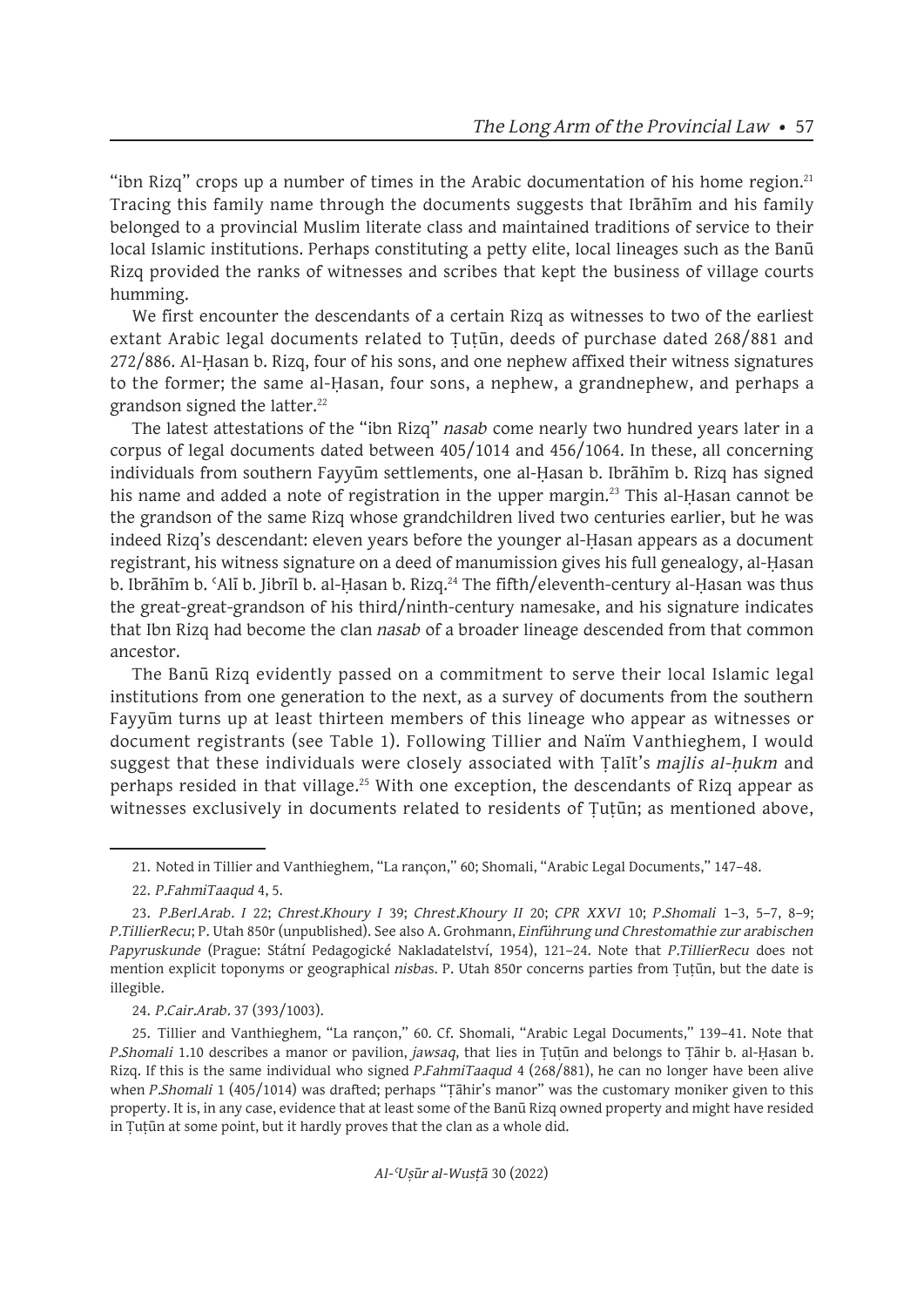"ibn Rizq" crops up a number of times in the Arabic documentation of his home region.[21] Tracing this family name through the documents suggests that Ibrāhīm and his family belonged to a provincial Muslim literate class and maintained traditions of service to their local Islamic institutions. Perhaps constituting a petty elite, local lineages such as the Banū Rizq provided the ranks of witnesses and scribes that kept the business of village courts humming.

We first encounter the descendants of a certain Rizq as witnesses to two of the earliest extant Arabic legal documents related to Ṭuṭūn, deeds of purchase dated 268/881 and 272/886. Al-Ḥasan b. Rizq, four of his sons, and one nephew affixed their witness signatures to the former; the same al-Ḥasan, four sons, a nephew, a grandnephew, and perhaps a grandson signed the latter.[22]

The latest attestations of the "ibn Rizq" *nasab* come nearly two hundred years later in a corpus of legal documents dated between 405/1014 and 456/1064. In these, all concerning individuals from southern Fayyūm settlements, one al-Ḥasan b. Ibrāhīm b. Rizq has signed his name and added a note of registration in the upper margin.[23] This al-Ḥasan cannot be the grandson of the same Rizq whose grandchildren lived two centuries earlier, but he was indeed Rizq's descendant: eleven years before the younger al-Ḥasan appears as a document registrant, his witness signature on a deed of manumission gives his full genealogy, al-Ḥasan b. Ibrāhīm b. ʿAlī b. Jibrīl b. al-Ḥasan b. Rizq.[24] The fifth/eleventh-century al-Ḥasan was thus the great-great-grandson of his third/ninth-century namesake, and his signature indicates that Ibn Rizq had become the clan *nasab* of a broader lineage descended from that common ancestor.

The Banū Rizq evidently passed on a commitment to serve their local Islamic legal institutions from one generation to the next, as a survey of documents from the southern Fayyūm turns up at least thirteen members of this lineage who appear as witnesses or document registrants (see Table 1). Following Tillier and Naïm Vanthieghem, I would suggest that these individuals were closely associated with Ṭalīt's *majlis al-ḥukm* and perhaps resided in that village.[25] With one exception, the descendants of Rizq appear as witnesses exclusively in documents related to residents of Ṭuṭūn; as mentioned above,

---

21. Noted in Tillier and Vanthieghem, "La rançon," 60; Shomali, "Arabic Legal Documents," 147–48.

22. *P.FahmiTaaqud* 4, 5.

23. *P.Berl.Arab. I* 22; *Chrest.Khoury I* 39; *Chrest.Khoury II* 20; *CPR XXVI* 10; *P.Shomali* 1–3, 5–7, 8–9; *P.TillierRecu*; P. Utah 850r (unpublished). See also A. Grohmann, *Einführung und Chrestomathie zur arabischen Papyruskunde* (Prague: Státní Pedagogické Nakladatelství, 1954), 121–24. Note that *P.TillierRecu* does not mention explicit toponyms or geographical *nisba*s. P. Utah 850r concerns parties from Ṭuṭūn, but the date is illegible.

24. *P.Cair.Arab.* 37 (393/1003).

25. Tillier and Vanthieghem, "La rançon," 60. Cf. Shomali, "Arabic Legal Documents," 139–41. Note that *P.Shomali* 1.10 describes a manor or pavilion, *jawsaq*, that lies in Ṭuṭūn and belongs to Ṭāhir b. al-Ḥasan b. Rizq. If this is the same individual who signed *P.FahmiTaaqud* 4 (268/881), he can no longer have been alive when *P.Shomali* 1 (405/1014) was drafted; perhaps "Ṭāhir's manor" was the customary moniker given to this property. It is, in any case, evidence that at least some of the Banū Rizq owned property and might have resided in Ṭuṭūn at some point, but it hardly proves that the clan as a whole did.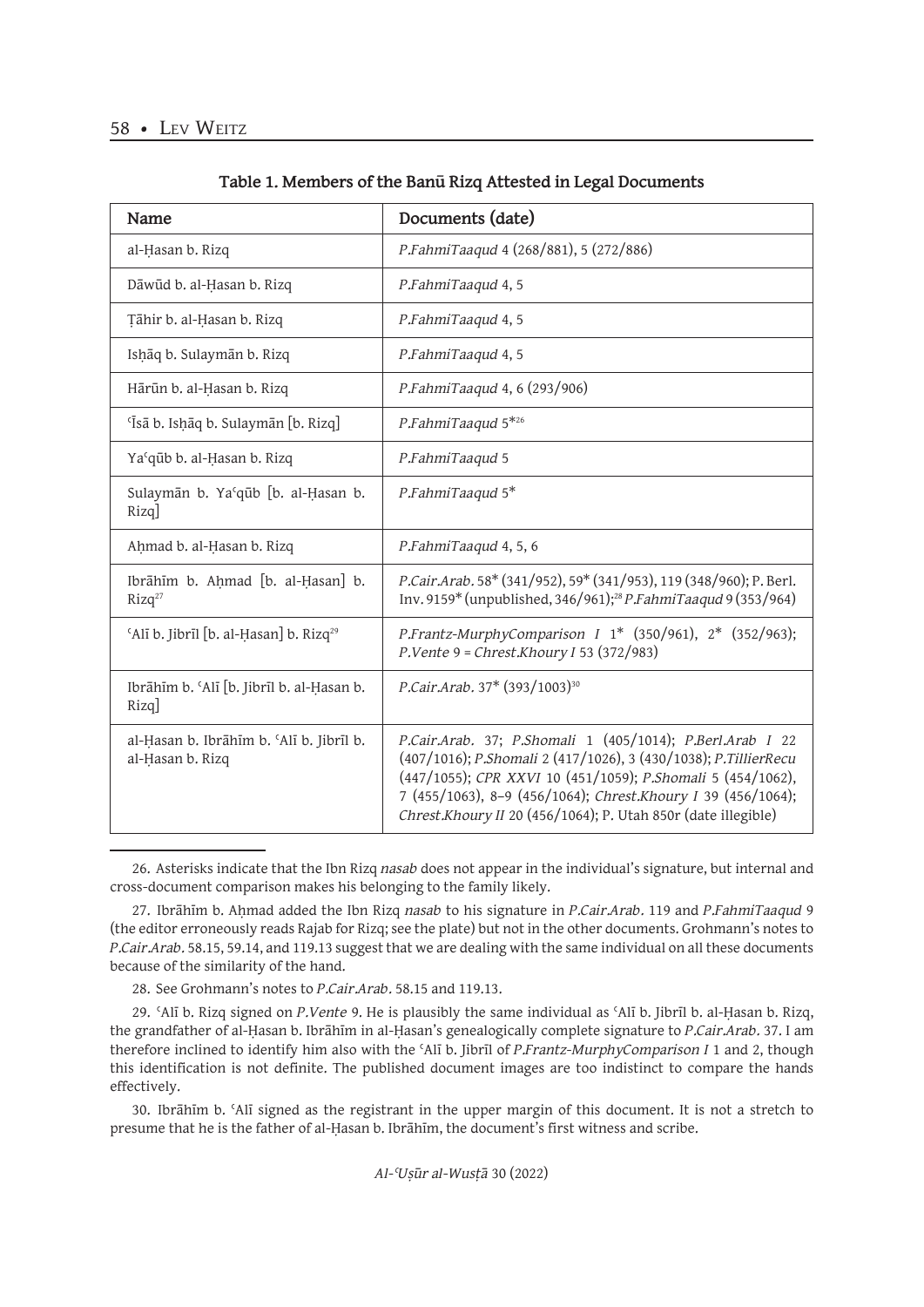**Table 1. Members of the Banū Rizq Attested in Legal Documents**

| Name | Documents (date) |
|---|---|
| al-Ḥasan b. Rizq | *P.FahmiTaaqud* 4 (268/881), 5 (272/886) |
| Dāwūd b. al-Ḥasan b. Rizq | *P.FahmiTaaqud* 4, 5 |
| Ṭāhir b. al-Ḥasan b. Rizq | *P.FahmiTaaqud* 4, 5 |
| Isḥāq b. Sulaymān b. Rizq | *P.FahmiTaaqud* 4, 5 |
| Hārūn b. al-Ḥasan b. Rizq | *P.FahmiTaaqud* 4, 6 (293/906) |
| ʿĪsā b. Isḥāq b. Sulaymān [b. Rizq] | *P.FahmiTaaqud* 5*[26] |
| Yaʿqūb b. al-Ḥasan b. Rizq | *P.FahmiTaaqud* 5 |
| Sulaymān b. Yaʿqūb [b. al-Ḥasan b. Rizq] | *P.FahmiTaaqud* 5* |
| Aḥmad b. al-Ḥasan b. Rizq | *P.FahmiTaaqud* 4, 5, 6 |
| Ibrāhīm b. Aḥmad [b. al-Ḥasan] b. Rizq[27] | *P.Cair.Arab.* 58* (341/952), 59* (341/953), 119 (348/960); P. Berl. Inv. 9159* (unpublished, 346/961);[28] *P.FahmiTaaqud* 9 (353/964) |
| ʿAlī b. Jibrīl [b. al-Ḥasan] b. Rizq[29] | *P.Frantz-MurphyComparison I* 1* (350/961), 2* (352/963); *P.Vente* 9 = *Chrest.Khoury I* 53 (372/983) |
| Ibrāhīm b. ʿAlī [b. Jibrīl b. al-Ḥasan b. Rizq] | *P.Cair.Arab.* 37* (393/1003)[30] |
| al-Ḥasan b. Ibrāhīm b. ʿAlī b. Jibrīl b. al-Ḥasan b. Rizq | *P.Cair.Arab.* 37; *P.Shomali* 1 (405/1014); *P.Berl.Arab I* 22 (407/1016); *P.Shomali* 2 (417/1026), 3 (430/1038); *P.TillierRecu* (447/1055); *CPR XXVI* 10 (451/1059); *P.Shomali* 5 (454/1062), 7 (455/1063), 8–9 (456/1064); *Chrest.Khoury I* 39 (456/1064); *Chrest.Khoury II* 20 (456/1064); P. Utah 850r (date illegible) |

26. Asterisks indicate that the Ibn Rizq *nasab* does not appear in the individual's signature, but internal and cross-document comparison makes his belonging to the family likely.

27. Ibrāhīm b. Aḥmad added the Ibn Rizq *nasab* to his signature in *P.Cair.Arab.* 119 and *P.FahmiTaaqud* 9 (the editor erroneously reads Rajab for Rizq; see the plate) but not in the other documents. Grohmann's notes to *P.Cair.Arab.* 58.15, 59.14, and 119.13 suggest that we are dealing with the same individual on all these documents because of the similarity of the hand.

28. See Grohmann's notes to *P.Cair.Arab.* 58.15 and 119.13.

29. ʿAlī b. Rizq signed on *P.Vente* 9. He is plausibly the same individual as ʿAlī b. Jibrīl b. al-Ḥasan b. Rizq, the grandfather of al-Ḥasan b. Ibrāhīm in al-Ḥasan's genealogically complete signature to *P.Cair.Arab.* 37. I am therefore inclined to identify him also with the ʿAlī b. Jibrīl of *P.Frantz-MurphyComparison I* 1 and 2, though this identification is not definite. The published document images are too indistinct to compare the hands effectively.

30. Ibrāhīm b. ʿAlī signed as the registrant in the upper margin of this document. It is not a stretch to presume that he is the father of al-Ḥasan b. Ibrāhīm, the document's first witness and scribe.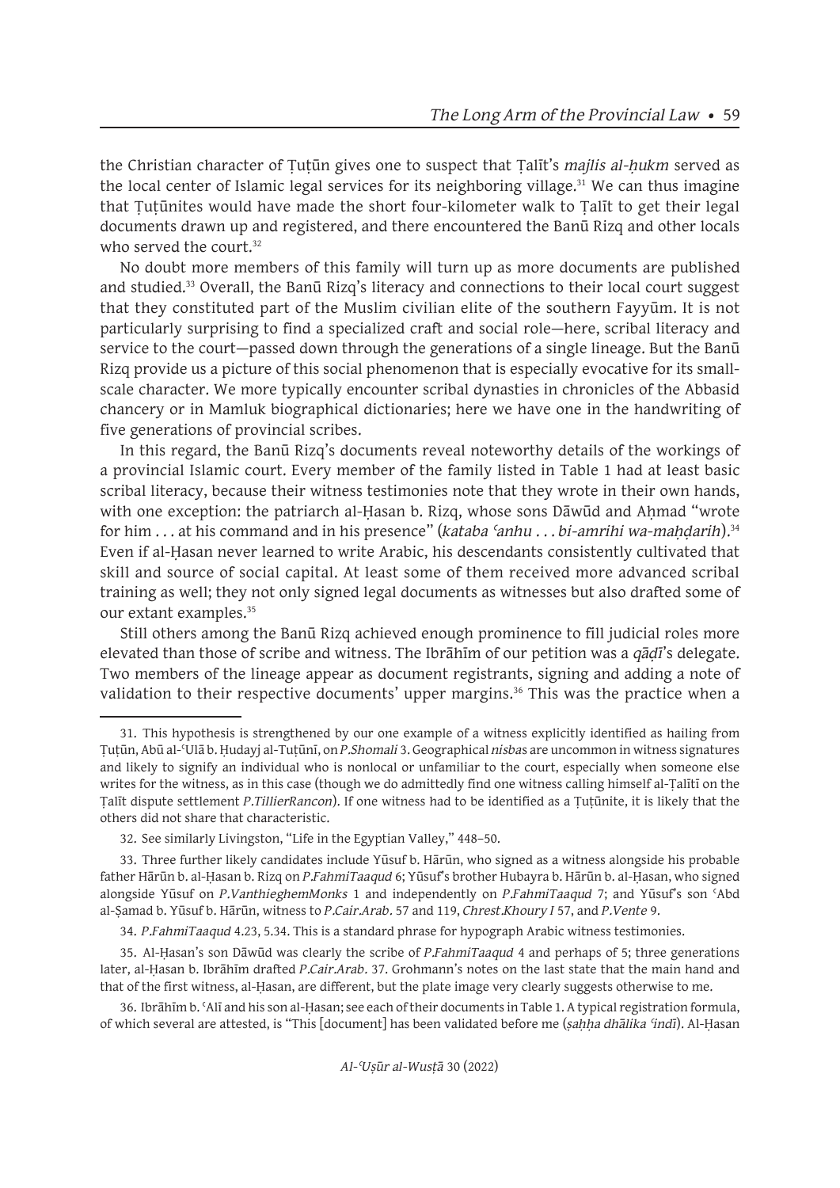the Christian character of Ṭuṭūn gives one to suspect that Ṭalīt's *majlis al-ḥukm* served as the local center of Islamic legal services for its neighboring village.[31] We can thus imagine that Ṭuṭūnites would have made the short four-kilometer walk to Ṭalīt to get their legal documents drawn up and registered, and there encountered the Banū Rizq and other locals who served the court.[32]

No doubt more members of this family will turn up as more documents are published and studied.[33] Overall, the Banū Rizq's literacy and connections to their local court suggest that they constituted part of the Muslim civilian elite of the southern Fayyūm. It is not particularly surprising to find a specialized craft and social role—here, scribal literacy and service to the court—passed down through the generations of a single lineage. But the Banū Rizq provide us a picture of this social phenomenon that is especially evocative for its small-scale character. We more typically encounter scribal dynasties in chronicles of the Abbasid chancery or in Mamluk biographical dictionaries; here we have one in the handwriting of five generations of provincial scribes.

In this regard, the Banū Rizq's documents reveal noteworthy details of the workings of a provincial Islamic court. Every member of the family listed in Table 1 had at least basic scribal literacy, because their witness testimonies note that they wrote in their own hands, with one exception: the patriarch al-Ḥasan b. Rizq, whose sons Dāwūd and Aḥmad "wrote for him . . . at his command and in his presence" (*kataba ʿanhu . . . bi-amrihi wa-maḥḍarih*).[34] Even if al-Ḥasan never learned to write Arabic, his descendants consistently cultivated that skill and source of social capital. At least some of them received more advanced scribal training as well; they not only signed legal documents as witnesses but also drafted some of our extant examples.[35]

Still others among the Banū Rizq achieved enough prominence to fill judicial roles more elevated than those of scribe and witness. The Ibrāhīm of our petition was a *qāḍī*'s delegate. Two members of the lineage appear as document registrants, signing and adding a note of validation to their respective documents' upper margins.[36] This was the practice when a

---

31. This hypothesis is strengthened by our one example of a witness explicitly identified as hailing from Ṭuṭūn, Abū al-ʿUlā b. Ḥudayj al-Tuṭūnī, on *P.Shomali* 3. Geographical *nisba*s are uncommon in witness signatures and likely to signify an individual who is nonlocal or unfamiliar to the court, especially when someone else writes for the witness, as in this case (though we do admittedly find one witness calling himself al-Ṭalīṭī on the Ṭalīt dispute settlement *P.TillierRancon*). If one witness had to be identified as a Ṭuṭūnite, it is likely that the others did not share that characteristic.

32. See similarly Livingston, "Life in the Egyptian Valley," 448–50.

33. Three further likely candidates include Yūsuf b. Hārūn, who signed as a witness alongside his probable father Hārūn b. al-Ḥasan b. Rizq on *P.FahmiTaaqud* 6; Yūsuf's brother Hubayra b. Hārūn b. al-Ḥasan, who signed alongside Yūsuf on *P.VanthieghemMonks* 1 and independently on *P.FahmiTaaqud* 7; and Yūsuf's son ʿAbd al-Ṣamad b. Yūsuf b. Hārūn, witness to *P.Cair.Arab.* 57 and 119, *Chrest.Khoury I* 57, and *P.Vente* 9.

34. *P.FahmiTaaqud* 4.23, 5.34. This is a standard phrase for hypograph Arabic witness testimonies.

35. Al-Ḥasan's son Dāwūd was clearly the scribe of *P.FahmiTaaqud* 4 and perhaps of 5; three generations later, al-Ḥasan b. Ibrāhīm drafted *P.Cair.Arab.* 37. Grohmann's notes on the last state that the main hand and that of the first witness, al-Ḥasan, are different, but the plate image very clearly suggests otherwise to me.

36. Ibrāhīm b. ʿAlī and his son al-Ḥasan; see each of their documents in Table 1. A typical registration formula, of which several are attested, is "This [document] has been validated before me (*ṣaḥḥa dhālika ʿindī*). Al-Ḥasan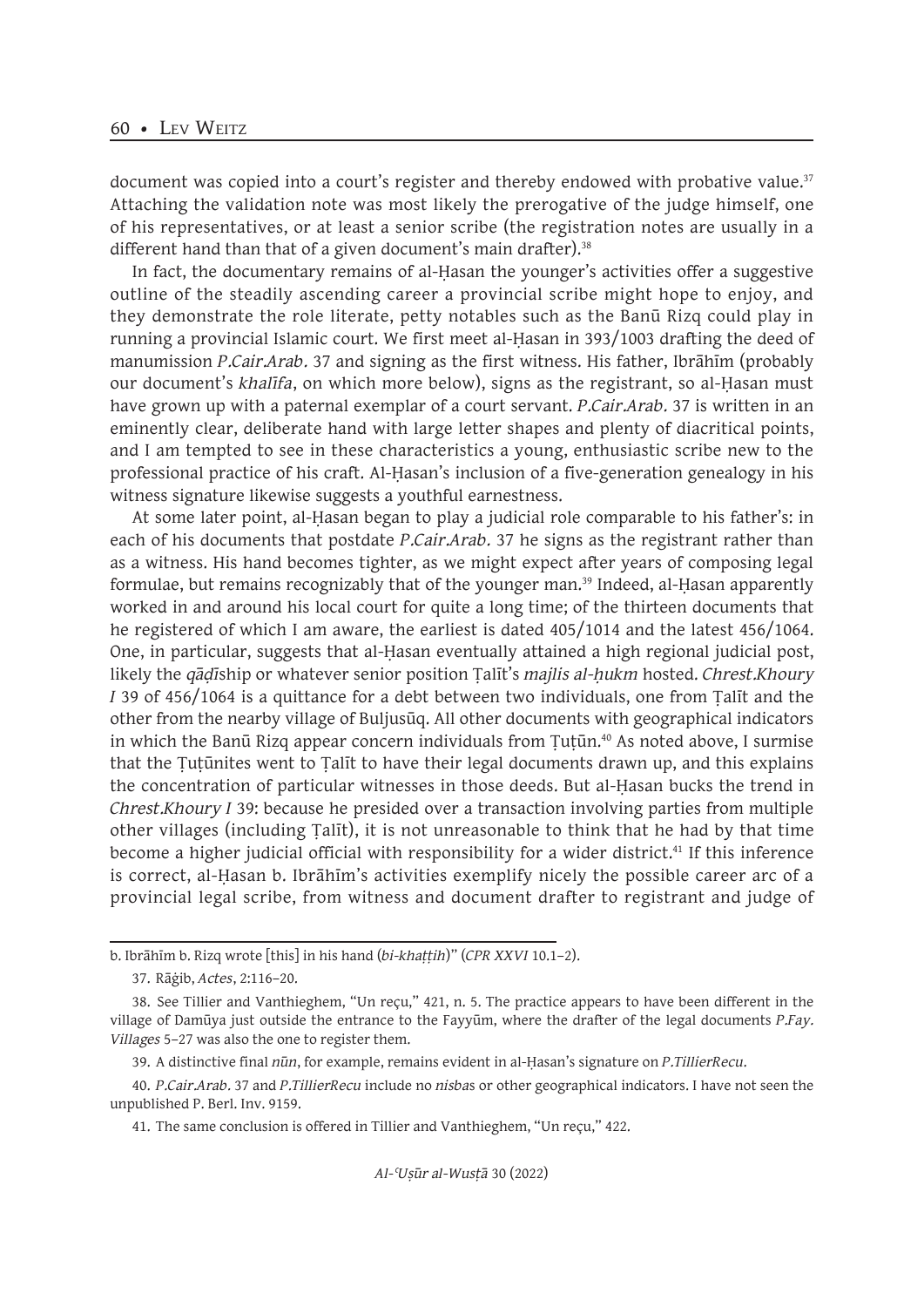document was copied into a court's register and thereby endowed with probative value.[37] Attaching the validation note was most likely the prerogative of the judge himself, one of his representatives, or at least a senior scribe (the registration notes are usually in a different hand than that of a given document's main drafter).[38]

In fact, the documentary remains of al-Ḥasan the younger's activities offer a suggestive outline of the steadily ascending career a provincial scribe might hope to enjoy, and they demonstrate the role literate, petty notables such as the Banū Rizq could play in running a provincial Islamic court. We first meet al-Ḥasan in 393/1003 drafting the deed of manumission *P.Cair.Arab.* 37 and signing as the first witness. His father, Ibrāhīm (probably our document's *khalīfa*, on which more below), signs as the registrant, so al-Ḥasan must have grown up with a paternal exemplar of a court servant. *P.Cair.Arab.* 37 is written in an eminently clear, deliberate hand with large letter shapes and plenty of diacritical points, and I am tempted to see in these characteristics a young, enthusiastic scribe new to the professional practice of his craft. Al-Ḥasan's inclusion of a five-generation genealogy in his witness signature likewise suggests a youthful earnestness.

At some later point, al-Ḥasan began to play a judicial role comparable to his father's: in each of his documents that postdate *P.Cair.Arab.* 37 he signs as the registrant rather than as a witness. His hand becomes tighter, as we might expect after years of composing legal formulae, but remains recognizably that of the younger man.[39] Indeed, al-Ḥasan apparently worked in and around his local court for quite a long time; of the thirteen documents that he registered of which I am aware, the earliest is dated 405/1014 and the latest 456/1064. One, in particular, suggests that al-Ḥasan eventually attained a high regional judicial post, likely the *qāḍī*ship or whatever senior position Ṭalīt's *majlis al-ḥukm* hosted. *Chrest.Khoury I* 39 of 456/1064 is a quittance for a debt between two individuals, one from Ṭalīt and the other from the nearby village of Buljusūq. All other documents with geographical indicators in which the Banū Rizq appear concern individuals from Ṭuṭūn.[40] As noted above, I surmise that the Ṭuṭūnites went to Ṭalīt to have their legal documents drawn up, and this explains the concentration of particular witnesses in those deeds. But al-Ḥasan bucks the trend in *Chrest.Khoury I* 39: because he presided over a transaction involving parties from multiple other villages (including Ṭalīt), it is not unreasonable to think that he had by that time become a higher judicial official with responsibility for a wider district.[41] If this inference is correct, al-Ḥasan b. Ibrāhīm's activities exemplify nicely the possible career arc of a provincial legal scribe, from witness and document drafter to registrant and judge of

---

b. Ibrāhīm b. Rizq wrote [this] in his hand (*bi-khaṭṭih*)" (*CPR XXVI* 10.1–2).

37. Rāġib, *Actes*, 2:116–20.

38. See Tillier and Vanthieghem, "Un reçu," 421, n. 5. The practice appears to have been different in the village of Damūya just outside the entrance to the Fayyūm, where the drafter of the legal documents *P.Fay. Villages* 5–27 was also the one to register them.

39. A distinctive final *nūn*, for example, remains evident in al-Ḥasan's signature on *P.TillierRecu*.

40. *P.Cair.Arab.* 37 and *P.TillierRecu* include no *nisba*s or other geographical indicators. I have not seen the unpublished P. Berl. Inv. 9159.

41. The same conclusion is offered in Tillier and Vanthieghem, "Un reçu," 422.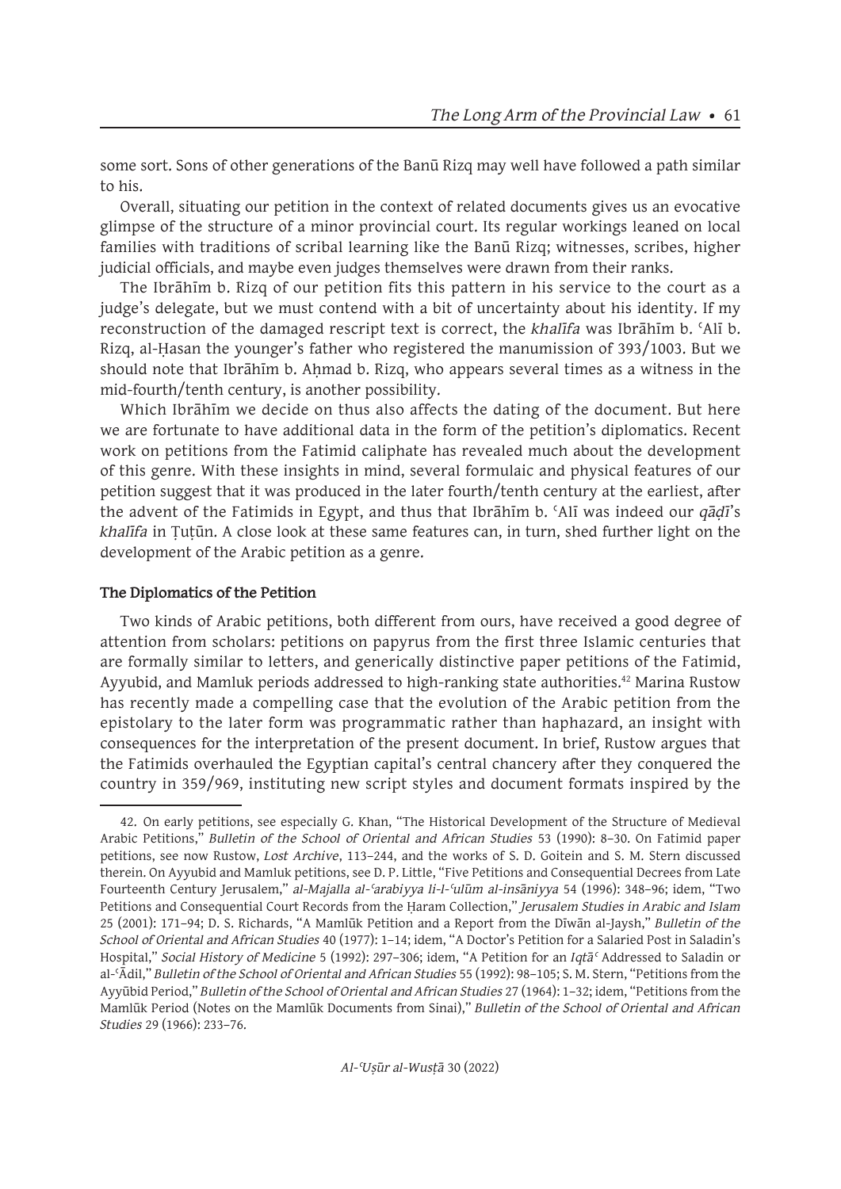some sort. Sons of other generations of the Banū Rizq may well have followed a path similar to his.

Overall, situating our petition in the context of related documents gives us an evocative glimpse of the structure of a minor provincial court. Its regular workings leaned on local families with traditions of scribal learning like the Banū Rizq; witnesses, scribes, higher judicial officials, and maybe even judges themselves were drawn from their ranks.

The Ibrāhīm b. Rizq of our petition fits this pattern in his service to the court as a judge's delegate, but we must contend with a bit of uncertainty about his identity. If my reconstruction of the damaged rescript text is correct, the *khalīfa* was Ibrāhīm b. ʿAlī b. Rizq, al-Ḥasan the younger's father who registered the manumission of 393/1003. But we should note that Ibrāhīm b. Aḥmad b. Rizq, who appears several times as a witness in the mid-fourth/tenth century, is another possibility.

Which Ibrāhīm we decide on thus also affects the dating of the document. But here we are fortunate to have additional data in the form of the petition's diplomatics. Recent work on petitions from the Fatimid caliphate has revealed much about the development of this genre. With these insights in mind, several formulaic and physical features of our petition suggest that it was produced in the later fourth/tenth century at the earliest, after the advent of the Fatimids in Egypt, and thus that Ibrāhīm b. ʿAlī was indeed our *qāḍī*'s *khalīfa* in Ṭuṭūn. A close look at these same features can, in turn, shed further light on the development of the Arabic petition as a genre.

## The Diplomatics of the Petition

Two kinds of Arabic petitions, both different from ours, have received a good degree of attention from scholars: petitions on papyrus from the first three Islamic centuries that are formally similar to letters, and generically distinctive paper petitions of the Fatimid, Ayyubid, and Mamluk periods addressed to high-ranking state authorities.[42] Marina Rustow has recently made a compelling case that the evolution of the Arabic petition from the epistolary to the later form was programmatic rather than haphazard, an insight with consequences for the interpretation of the present document. In brief, Rustow argues that the Fatimids overhauled the Egyptian capital's central chancery after they conquered the country in 359/969, instituting new script styles and document formats inspired by the

42. On early petitions, see especially G. Khan, "The Historical Development of the Structure of Medieval Arabic Petitions," *Bulletin of the School of Oriental and African Studies* 53 (1990): 8–30. On Fatimid paper petitions, see now Rustow, *Lost Archive*, 113–244, and the works of S. D. Goitein and S. M. Stern discussed therein. On Ayyubid and Mamluk petitions, see D. P. Little, "Five Petitions and Consequential Decrees from Late Fourteenth Century Jerusalem," *al-Majalla al-ʿarabiyya li-l-ʿulūm al-insāniyya* 54 (1996): 348–96; idem, "Two Petitions and Consequential Court Records from the Ḥaram Collection," *Jerusalem Studies in Arabic and Islam* 25 (2001): 171–94; D. S. Richards, "A Mamlūk Petition and a Report from the Dīwān al-Jaysh," *Bulletin of the School of Oriental and African Studies* 40 (1977): 1–14; idem, "A Doctor's Petition for a Salaried Post in Saladin's Hospital," *Social History of Medicine* 5 (1992): 297–306; idem, "A Petition for an *Iqṭāʿ* Addressed to Saladin or al-ʿĀdil," *Bulletin of the School of Oriental and African Studies* 55 (1992): 98–105; S. M. Stern, "Petitions from the Ayyūbid Period," *Bulletin of the School of Oriental and African Studies* 27 (1964): 1–32; idem, "Petitions from the Mamlūk Period (Notes on the Mamlūk Documents from Sinai)," *Bulletin of the School of Oriental and African Studies* 29 (1966): 233–76.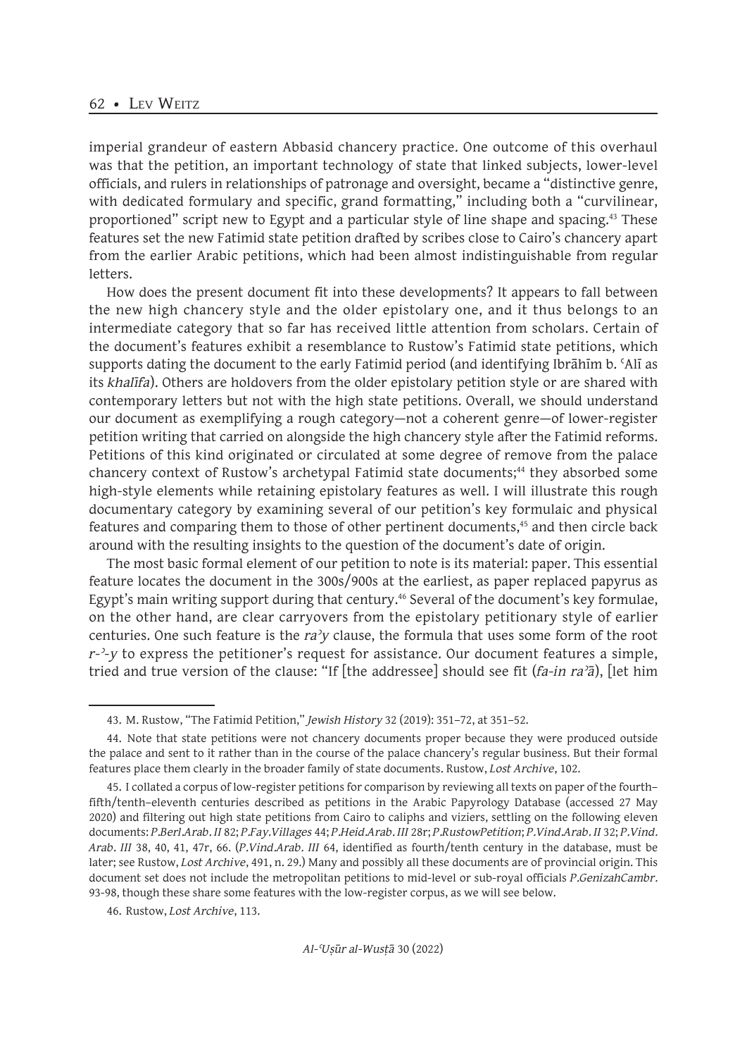imperial grandeur of eastern Abbasid chancery practice. One outcome of this overhaul was that the petition, an important technology of state that linked subjects, lower-level officials, and rulers in relationships of patronage and oversight, became a "distinctive genre, with dedicated formulary and specific, grand formatting," including both a "curvilinear, proportioned" script new to Egypt and a particular style of line shape and spacing.[43] These features set the new Fatimid state petition drafted by scribes close to Cairo's chancery apart from the earlier Arabic petitions, which had been almost indistinguishable from regular letters.

How does the present document fit into these developments? It appears to fall between the new high chancery style and the older epistolary one, and it thus belongs to an intermediate category that so far has received little attention from scholars. Certain of the document's features exhibit a resemblance to Rustow's Fatimid state petitions, which supports dating the document to the early Fatimid period (and identifying Ibrāhīm b. ʿAlī as its *khalīfa*). Others are holdovers from the older epistolary petition style or are shared with contemporary letters but not with the high state petitions. Overall, we should understand our document as exemplifying a rough category—not a coherent genre—of lower-register petition writing that carried on alongside the high chancery style after the Fatimid reforms. Petitions of this kind originated or circulated at some degree of remove from the palace chancery context of Rustow's archetypal Fatimid state documents;[44] they absorbed some high-style elements while retaining epistolary features as well. I will illustrate this rough documentary category by examining several of our petition's key formulaic and physical features and comparing them to those of other pertinent documents,[45] and then circle back around with the resulting insights to the question of the document's date of origin.

The most basic formal element of our petition to note is its material: paper. This essential feature locates the document in the 300s/900s at the earliest, as paper replaced papyrus as Egypt's main writing support during that century.[46] Several of the document's key formulae, on the other hand, are clear carryovers from the epistolary petitionary style of earlier centuries. One such feature is the *raʾy* clause, the formula that uses some form of the root *r-ʾ-y* to express the petitioner's request for assistance. Our document features a simple, tried and true version of the clause: "If [the addressee] should see fit (*fa-in raʾā*), [let him

---

43. M. Rustow, "The Fatimid Petition," *Jewish History* 32 (2019): 351–72, at 351–52.

44. Note that state petitions were not chancery documents proper because they were produced outside the palace and sent to it rather than in the course of the palace chancery's regular business. But their formal features place them clearly in the broader family of state documents. Rustow, *Lost Archive*, 102.

45. I collated a corpus of low-register petitions for comparison by reviewing all texts on paper of the fourth–fifth/tenth–eleventh centuries described as petitions in the Arabic Papyrology Database (accessed 27 May 2020) and filtering out high state petitions from Cairo to caliphs and viziers, settling on the following eleven documents: *P.Berl.Arab.II* 82; *P.Fay.Villages* 44; *P.Heid.Arab.III* 28r; *P.RustowPetition*; *P.Vind.Arab.II* 32; *P.Vind. Arab. III* 38, 40, 41, 47r, 66. (*P.Vind.Arab. III* 64, identified as fourth/tenth century in the database, must be later; see Rustow, *Lost Archive*, 491, n. 29.) Many and possibly all these documents are of provincial origin. This document set does not include the metropolitan petitions to mid-level or sub-royal officials *P.GenizahCambr.* 93-98, though these share some features with the low-register corpus, as we will see below.

46. Rustow, *Lost Archive*, 113.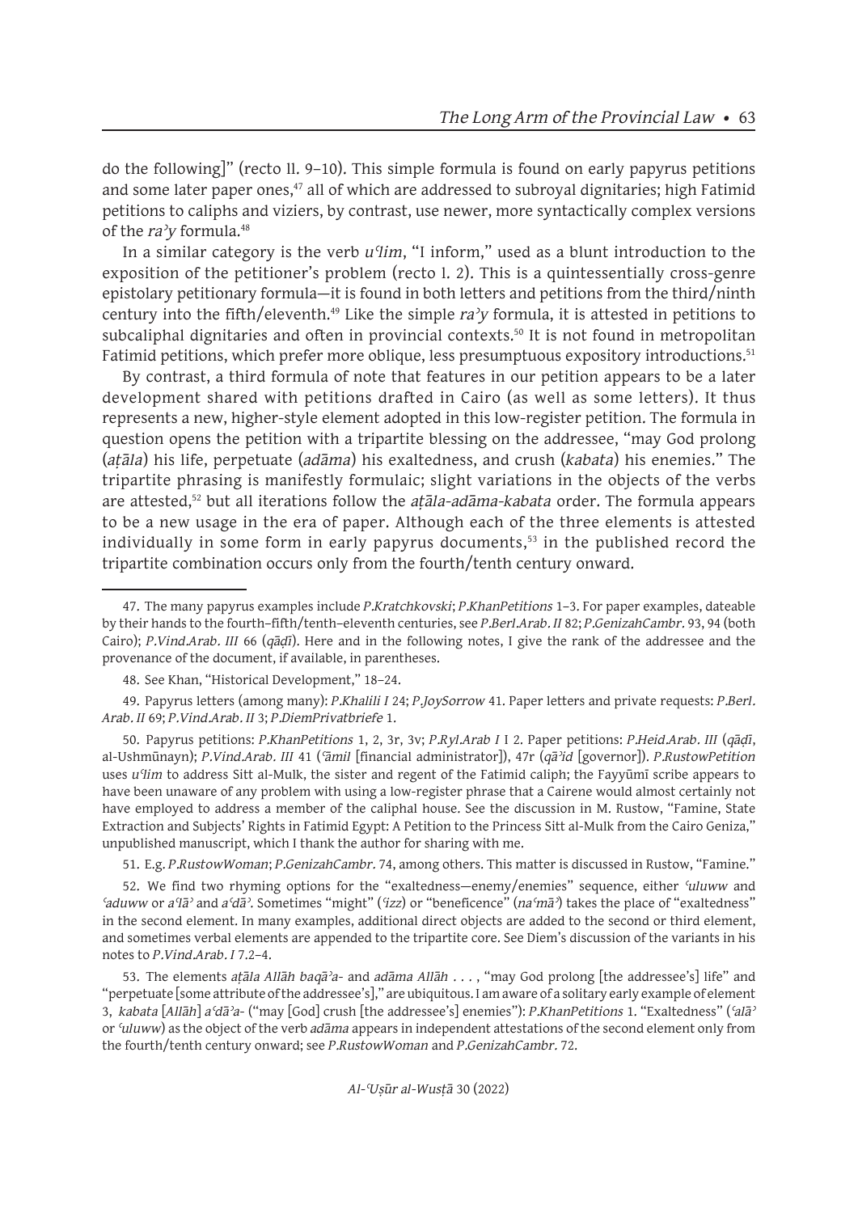do the following]" (recto ll. 9–10). This simple formula is found on early papyrus petitions and some later paper ones,[47] all of which are addressed to subroyal dignitaries; high Fatimid petitions to caliphs and viziers, by contrast, use newer, more syntactically complex versions of the *raʾy* formula.[48]

In a similar category is the verb *uʿlim*, "I inform," used as a blunt introduction to the exposition of the petitioner's problem (recto l. 2). This is a quintessentially cross-genre epistolary petitionary formula—it is found in both letters and petitions from the third/ninth century into the fifth/eleventh.[49] Like the simple *raʾy* formula, it is attested in petitions to subcaliphal dignitaries and often in provincial contexts.[50] It is not found in metropolitan Fatimid petitions, which prefer more oblique, less presumptuous expository introductions.[51]

By contrast, a third formula of note that features in our petition appears to be a later development shared with petitions drafted in Cairo (as well as some letters). It thus represents a new, higher-style element adopted in this low-register petition. The formula in question opens the petition with a tripartite blessing on the addressee, "may God prolong (*aṭāla*) his life, perpetuate (*adāma*) his exaltedness, and crush (*kabata*) his enemies." The tripartite phrasing is manifestly formulaic; slight variations in the objects of the verbs are attested,[52] but all iterations follow the *aṭāla-adāma-kabata* order. The formula appears to be a new usage in the era of paper. Although each of the three elements is attested individually in some form in early papyrus documents,[53] in the published record the tripartite combination occurs only from the fourth/tenth century onward.

---

47. The many papyrus examples include *P.Kratchkovski*; *P.KhanPetitions* 1–3. For paper examples, dateable by their hands to the fourth–fifth/tenth–eleventh centuries, see *P.Berl.Arab. II* 82; *P.GenizahCambr.* 93, 94 (both Cairo); *P.Vind.Arab. III* 66 (*qāḍī*). Here and in the following notes, I give the rank of the addressee and the provenance of the document, if available, in parentheses.

48. See Khan, "Historical Development," 18–24.

49. Papyrus letters (among many): *P.Khalili I* 24; *P.JoySorrow* 41. Paper letters and private requests: *P.Berl. Arab. II* 69; *P.Vind.Arab. II* 3; *P.DiemPrivatbriefe* 1.

50. Papyrus petitions: *P.KhanPetitions* 1, 2, 3r, 3v; *P.Ryl.Arab I* I 2. Paper petitions: *P.Heid.Arab. III* (*qāḍī*, al-Ushmūnayn); *P.Vind.Arab. III* 41 (*ʿāmil* [financial administrator]), 47r (*qāʾid* [governor]). *P.RustowPetition* uses *uʿlim* to address Sitt al-Mulk, the sister and regent of the Fatimid caliph; the Fayyūmī scribe appears to have been unaware of any problem with using a low-register phrase that a Cairene would almost certainly not have employed to address a member of the caliphal house. See the discussion in M. Rustow, "Famine, State Extraction and Subjects' Rights in Fatimid Egypt: A Petition to the Princess Sitt al-Mulk from the Cairo Geniza," unpublished manuscript, which I thank the author for sharing with me.

51. E.g. *P.RustowWoman*; *P.GenizahCambr.* 74, among others. This matter is discussed in Rustow, "Famine."

52. We find two rhyming options for the "exaltedness—enemy/enemies" sequence, either *ʿuluww* and *ʿaduww* or *aʿlāʾ* and *aʿdāʾ*. Sometimes "might" (*ʿizz*) or "beneficence" (*naʿmāʾ*) takes the place of "exaltedness" in the second element. In many examples, additional direct objects are added to the second or third element, and sometimes verbal elements are appended to the tripartite core. See Diem's discussion of the variants in his notes to *P.Vind.Arab. I* 7.2–4.

53. The elements *aṭāla Allāh baqāʾa-* and *adāma Allāh* . . . , "may God prolong [the addressee's] life" and "perpetuate [some attribute of the addressee's]," are ubiquitous. I am aware of a solitary early example of element 3, *kabata* [*Allāh*] *aʿdāʾa-* ("may [God] crush [the addressee's] enemies"): *P.KhanPetitions* 1. "Exaltedness" (*ʿalāʾ* or *ʿuluww*) as the object of the verb *adāma* appears in independent attestations of the second element only from the fourth/tenth century onward; see *P.RustowWoman* and *P.GenizahCambr.* 72.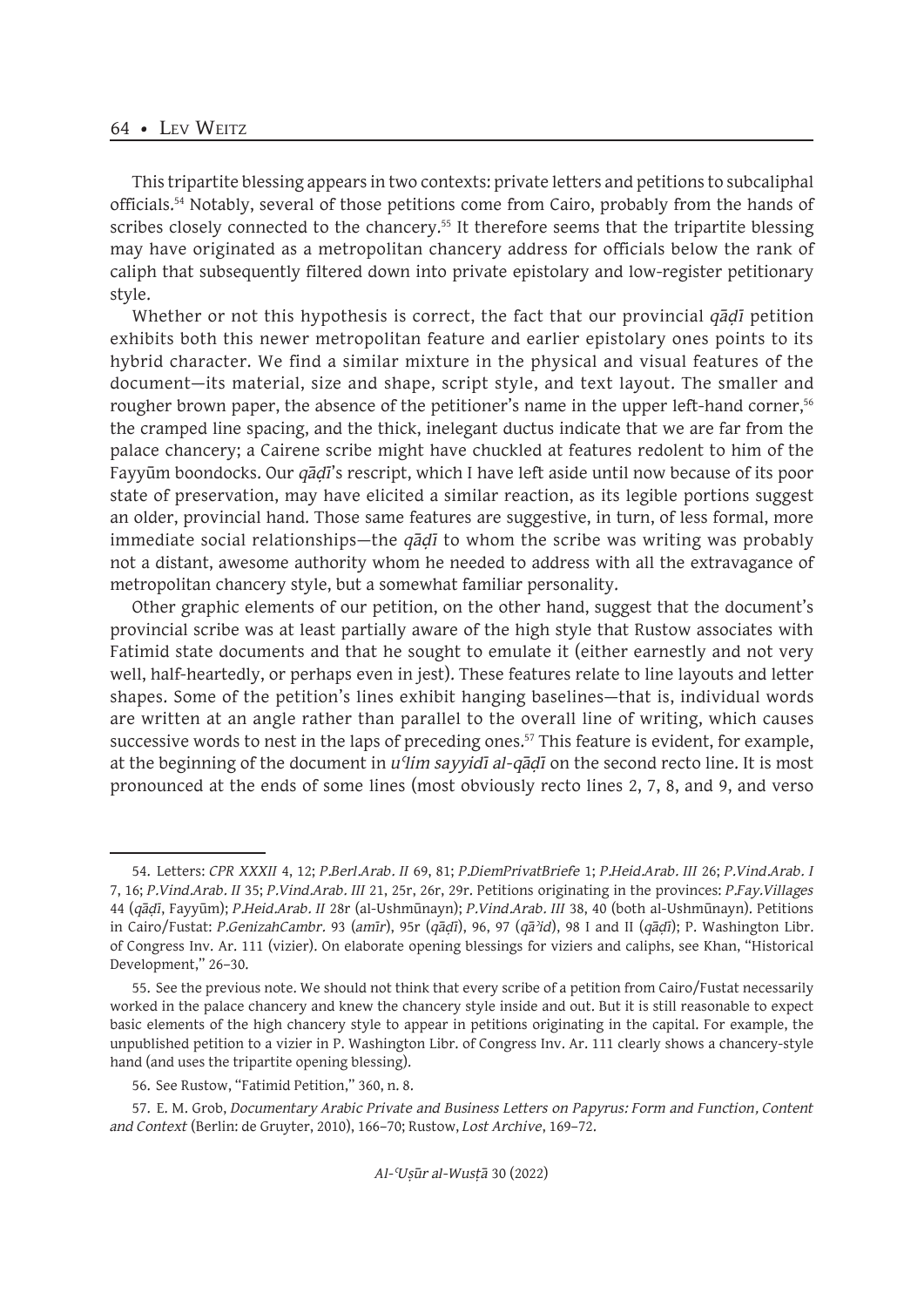This tripartite blessing appears in two contexts: private letters and petitions to subcaliphal officials.[54] Notably, several of those petitions come from Cairo, probably from the hands of scribes closely connected to the chancery.[55] It therefore seems that the tripartite blessing may have originated as a metropolitan chancery address for officials below the rank of caliph that subsequently filtered down into private epistolary and low-register petitionary style.

Whether or not this hypothesis is correct, the fact that our provincial *qāḍī* petition exhibits both this newer metropolitan feature and earlier epistolary ones points to its hybrid character. We find a similar mixture in the physical and visual features of the document—its material, size and shape, script style, and text layout. The smaller and rougher brown paper, the absence of the petitioner's name in the upper left-hand corner,[56] the cramped line spacing, and the thick, inelegant ductus indicate that we are far from the palace chancery; a Cairene scribe might have chuckled at features redolent to him of the Fayyūm boondocks. Our *qāḍī*'s rescript, which I have left aside until now because of its poor state of preservation, may have elicited a similar reaction, as its legible portions suggest an older, provincial hand. Those same features are suggestive, in turn, of less formal, more immediate social relationships—the *qāḍī* to whom the scribe was writing was probably not a distant, awesome authority whom he needed to address with all the extravagance of metropolitan chancery style, but a somewhat familiar personality.

Other graphic elements of our petition, on the other hand, suggest that the document's provincial scribe was at least partially aware of the high style that Rustow associates with Fatimid state documents and that he sought to emulate it (either earnestly and not very well, half-heartedly, or perhaps even in jest). These features relate to line layouts and letter shapes. Some of the petition's lines exhibit hanging baselines—that is, individual words are written at an angle rather than parallel to the overall line of writing, which causes successive words to nest in the laps of preceding ones.[57] This feature is evident, for example, at the beginning of the document in *uʿlim sayyidī al-qāḍī* on the second recto line. It is most pronounced at the ends of some lines (most obviously recto lines 2, 7, 8, and 9, and verso

---

54. Letters: *CPR XXXII* 4, 12; *P.Berl.Arab. II* 69, 81; *P.DiemPrivatBriefe* 1; *P.Heid.Arab. III* 26; *P.Vind.Arab. I* 7, 16; *P.Vind.Arab. II* 35; *P.Vind.Arab. III* 21, 25r, 26r, 29r. Petitions originating in the provinces: *P.Fay.Villages* 44 (*qāḍī*, Fayyūm); *P.Heid.Arab. II* 28r (al-Ushmūnayn); *P.Vind.Arab. III* 38, 40 (both al-Ushmūnayn). Petitions in Cairo/Fustat: *P.GenizahCambr.* 93 (*amīr*), 95r (*qāḍī*), 96, 97 (*qāʾid*), 98 I and II (*qāḍī*); P. Washington Libr. of Congress Inv. Ar. 111 (vizier). On elaborate opening blessings for viziers and caliphs, see Khan, "Historical Development," 26–30.

55. See the previous note. We should not think that every scribe of a petition from Cairo/Fustat necessarily worked in the palace chancery and knew the chancery style inside and out. But it is still reasonable to expect basic elements of the high chancery style to appear in petitions originating in the capital. For example, the unpublished petition to a vizier in P. Washington Libr. of Congress Inv. Ar. 111 clearly shows a chancery-style hand (and uses the tripartite opening blessing).

56. See Rustow, "Fatimid Petition," 360, n. 8.

57. E. M. Grob, *Documentary Arabic Private and Business Letters on Papyrus: Form and Function, Content and Context* (Berlin: de Gruyter, 2010), 166–70; Rustow, *Lost Archive*, 169–72.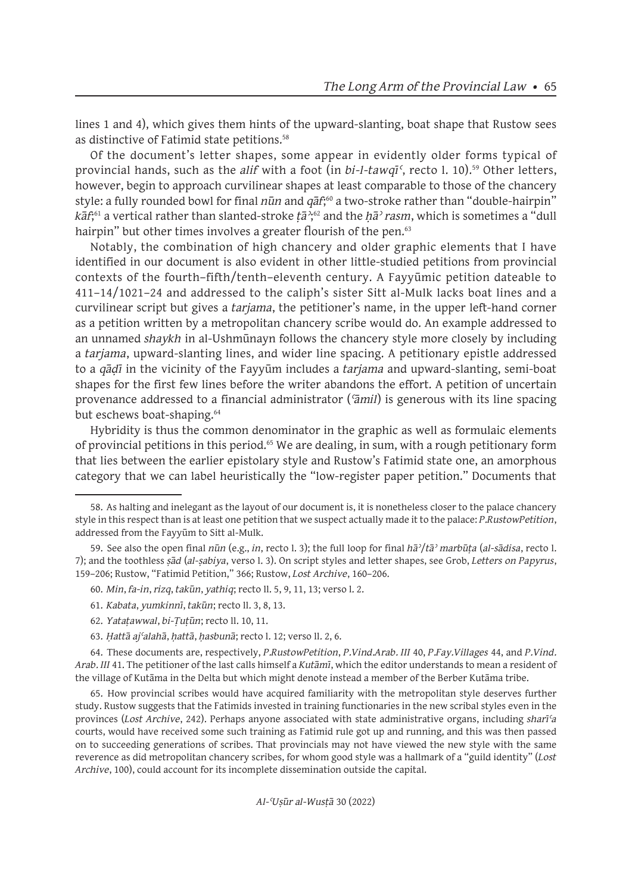lines 1 and 4), which gives them hints of the upward-slanting, boat shape that Rustow sees as distinctive of Fatimid state petitions.[58]

Of the document's letter shapes, some appear in evidently older forms typical of provincial hands, such as the *alif* with a foot (in *bi-l-tawqīʿ*, recto l. 10).[59] Other letters, however, begin to approach curvilinear shapes at least comparable to those of the chancery style: a fully rounded bowl for final *nūn* and *qāf*;[60] a two-stroke rather than "double-hairpin" *kāf*;[61] a vertical rather than slanted-stroke *ṭāʾ*;[62] and the *ḥāʾ rasm*, which is sometimes a "dull hairpin" but other times involves a greater flourish of the pen.[63]

Notably, the combination of high chancery and older graphic elements that I have identified in our document is also evident in other little-studied petitions from provincial contexts of the fourth–fifth/tenth–eleventh century. A Fayyūmic petition dateable to 411–14/1021–24 and addressed to the caliph's sister Sitt al-Mulk lacks boat lines and a curvilinear script but gives a *tarjama*, the petitioner's name, in the upper left-hand corner as a petition written by a metropolitan chancery scribe would do. An example addressed to an unnamed *shaykh* in al-Ushmūnayn follows the chancery style more closely by including a *tarjama*, upward-slanting lines, and wider line spacing. A petitionary epistle addressed to a *qāḍī* in the vicinity of the Fayyūm includes a *tarjama* and upward-slanting, semi-boat shapes for the first few lines before the writer abandons the effort. A petition of uncertain provenance addressed to a financial administrator (*ʿāmil*) is generous with its line spacing but eschews boat-shaping.[64]

Hybridity is thus the common denominator in the graphic as well as formulaic elements of provincial petitions in this period.[65] We are dealing, in sum, with a rough petitionary form that lies between the earlier epistolary style and Rustow's Fatimid state one, an amorphous category that we can label heuristically the "low-register paper petition." Documents that

---

58. As halting and inelegant as the layout of our document is, it is nonetheless closer to the palace chancery style in this respect than is at least one petition that we suspect actually made it to the palace: *P.RustowPetition*, addressed from the Fayyūm to Sitt al-Mulk.

59. See also the open final *nūn* (e.g., *in*, recto l. 3); the full loop for final *hāʾ*/*tāʾ marbūṭa* (*al-sādisa*, recto l. 7); and the toothless *ṣād* (*al-ṣabiya*, verso l. 3). On script styles and letter shapes, see Grob, *Letters on Papyrus*, 159–206; Rustow, "Fatimid Petition," 366; Rustow, *Lost Archive*, 160–206.

60. *Min*, *fa-in*, *rizq*, *takūn*, *yathiq*; recto ll. 5, 9, 11, 13; verso l. 2.

61. *Kabata*, *yumkinnī*, *takūn*; recto ll. 3, 8, 13.

62. *Yataṭawwal*, *bi-Ṭuṭūn*; recto ll. 10, 11.

63. *Ḥattā ajʿalahā*, *ḥattā*, *ḥasbunā*; recto l. 12; verso ll. 2, 6.

64. These documents are, respectively, *P.RustowPetition*, *P.Vind.Arab. III* 40, *P.Fay.Villages* 44, and *P.Vind. Arab. III* 41. The petitioner of the last calls himself a *Kutāmī*, which the editor understands to mean a resident of the village of Kutāma in the Delta but which might denote instead a member of the Berber Kutāma tribe.

65. How provincial scribes would have acquired familiarity with the metropolitan style deserves further study. Rustow suggests that the Fatimids invested in training functionaries in the new scribal styles even in the provinces (*Lost Archive*, 242). Perhaps anyone associated with state administrative organs, including *sharīʿa* courts, would have received some such training as Fatimid rule got up and running, and this was then passed on to succeeding generations of scribes. That provincials may not have viewed the new style with the same reverence as did metropolitan chancery scribes, for whom good style was a hallmark of a "guild identity" (*Lost Archive*, 100), could account for its incomplete dissemination outside the capital.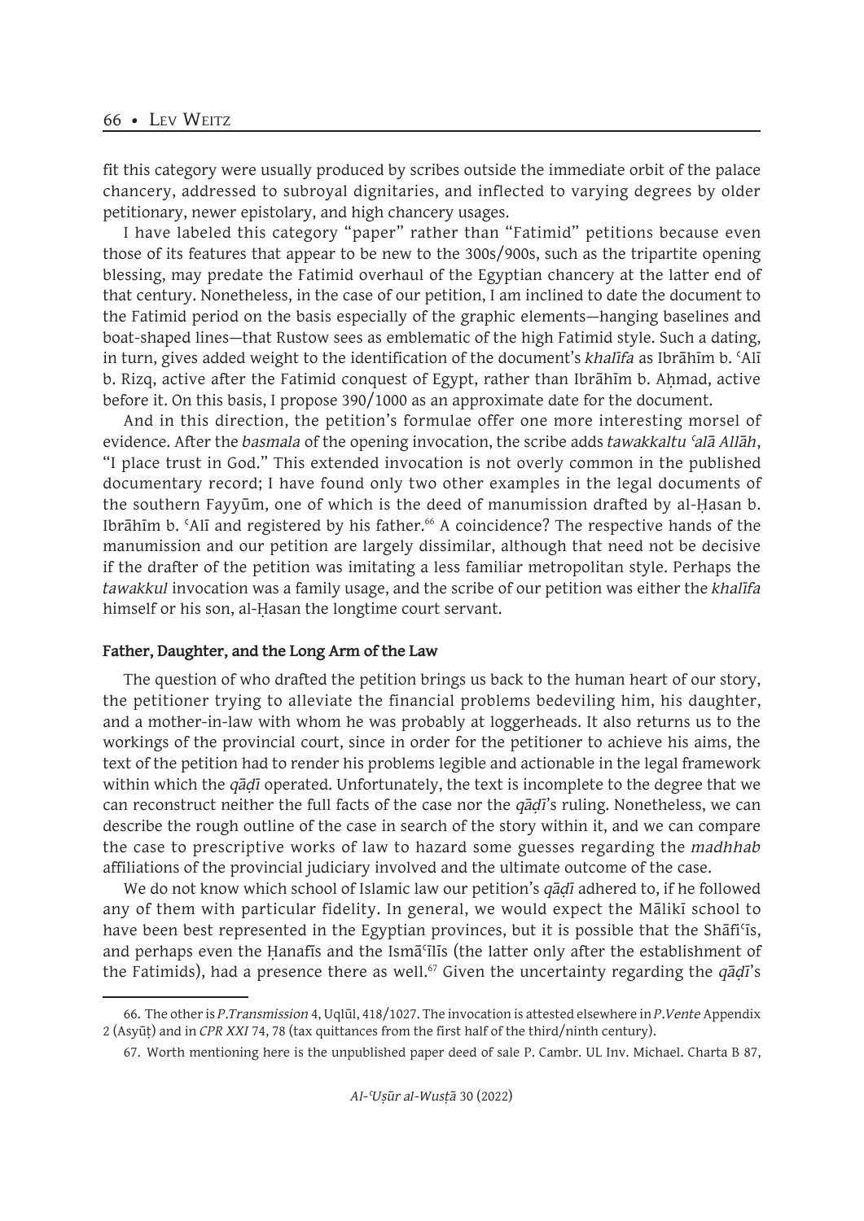fit this category were usually produced by scribes outside the immediate orbit of the palace chancery, addressed to subroyal dignitaries, and inflected to varying degrees by older petitionary, newer epistolary, and high chancery usages.

I have labeled this category "paper" rather than "Fatimid" petitions because even those of its features that appear to be new to the 300s/900s, such as the tripartite opening blessing, may predate the Fatimid overhaul of the Egyptian chancery at the latter end of that century. Nonetheless, in the case of our petition, I am inclined to date the document to the Fatimid period on the basis especially of the graphic elements—hanging baselines and boat-shaped lines—that Rustow sees as emblematic of the high Fatimid style. Such a dating, in turn, gives added weight to the identification of the document's *khalīfa* as Ibrāhīm b. ʿAlī b. Rizq, active after the Fatimid conquest of Egypt, rather than Ibrāhīm b. Aḥmad, active before it. On this basis, I propose 390/1000 as an approximate date for the document.

And in this direction, the petition's formulae offer one more interesting morsel of evidence. After the *basmala* of the opening invocation, the scribe adds *tawakkaltu ʿalā Allāh*, "I place trust in God." This extended invocation is not overly common in the published documentary record; I have found only two other examples in the legal documents of the southern Fayyūm, one of which is the deed of manumission drafted by al-Ḥasan b. Ibrāhīm b. ʿAlī and registered by his father.[66] A coincidence? The respective hands of the manumission and our petition are largely dissimilar, although that need not be decisive if the drafter of the petition was imitating a less familiar metropolitan style. Perhaps the *tawakkul* invocation was a family usage, and the scribe of our petition was either the *khalīfa* himself or his son, al-Ḥasan the longtime court servant.

### Father, Daughter, and the Long Arm of the Law

The question of who drafted the petition brings us back to the human heart of our story, the petitioner trying to alleviate the financial problems bedeviling him, his daughter, and a mother-in-law with whom he was probably at loggerheads. It also returns us to the workings of the provincial court, since in order for the petitioner to achieve his aims, the text of the petition had to render his problems legible and actionable in the legal framework within which the *qāḍī* operated. Unfortunately, the text is incomplete to the degree that we can reconstruct neither the full facts of the case nor the *qāḍī*'s ruling. Nonetheless, we can describe the rough outline of the case in search of the story within it, and we can compare the case to prescriptive works of law to hazard some guesses regarding the *madhhab* affiliations of the provincial judiciary involved and the ultimate outcome of the case.

We do not know which school of Islamic law our petition's *qāḍī* adhered to, if he followed any of them with particular fidelity. In general, we would expect the Mālikī school to have been best represented in the Egyptian provinces, but it is possible that the Shāfiʿīs, and perhaps even the Ḥanafīs and the Ismāʿīlīs (the latter only after the establishment of the Fatimids), had a presence there as well.[67] Given the uncertainty regarding the *qāḍī*'s

---

66. The other is *P.Transmission* 4, Uqlūl, 418/1027. The invocation is attested elsewhere in *P.Vente* Appendix 2 (Asyūṭ) and in *CPR XXI* 74, 78 (tax quittances from the first half of the third/ninth century).

67. Worth mentioning here is the unpublished paper deed of sale P. Cambr. UL Inv. Michael. Charta B 87,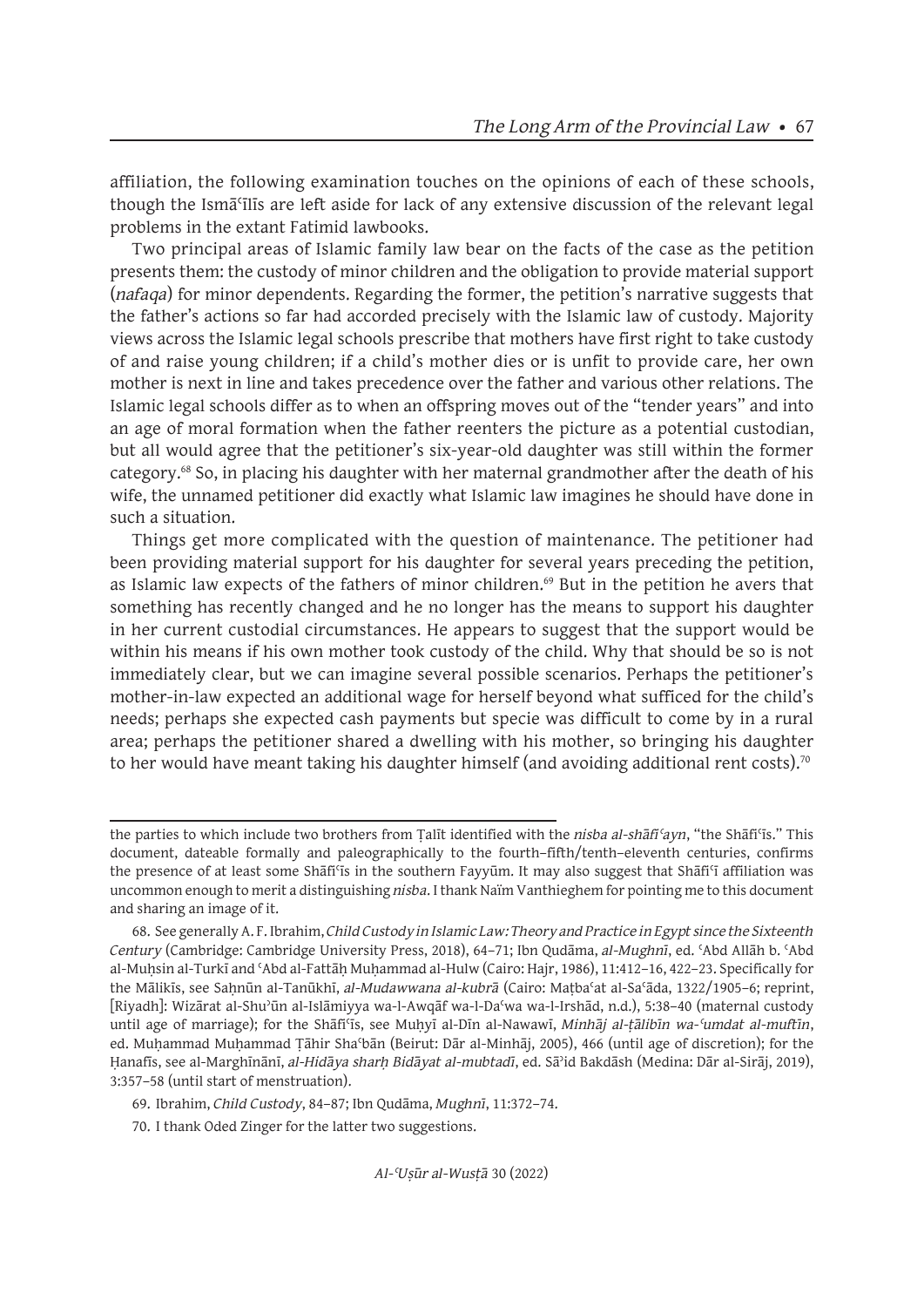affiliation, the following examination touches on the opinions of each of these schools, though the Ismāʿīlīs are left aside for lack of any extensive discussion of the relevant legal problems in the extant Fatimid lawbooks.

Two principal areas of Islamic family law bear on the facts of the case as the petition presents them: the custody of minor children and the obligation to provide material support (*nafaqa*) for minor dependents. Regarding the former, the petition's narrative suggests that the father's actions so far had accorded precisely with the Islamic law of custody. Majority views across the Islamic legal schools prescribe that mothers have first right to take custody of and raise young children; if a child's mother dies or is unfit to provide care, her own mother is next in line and takes precedence over the father and various other relations. The Islamic legal schools differ as to when an offspring moves out of the "tender years" and into an age of moral formation when the father reenters the picture as a potential custodian, but all would agree that the petitioner's six-year-old daughter was still within the former category.[68] So, in placing his daughter with her maternal grandmother after the death of his wife, the unnamed petitioner did exactly what Islamic law imagines he should have done in such a situation.

Things get more complicated with the question of maintenance. The petitioner had been providing material support for his daughter for several years preceding the petition, as Islamic law expects of the fathers of minor children.[69] But in the petition he avers that something has recently changed and he no longer has the means to support his daughter in her current custodial circumstances. He appears to suggest that the support would be within his means if his own mother took custody of the child. Why that should be so is not immediately clear, but we can imagine several possible scenarios. Perhaps the petitioner's mother-in-law expected an additional wage for herself beyond what sufficed for the child's needs; perhaps she expected cash payments but specie was difficult to come by in a rural area; perhaps the petitioner shared a dwelling with his mother, so bringing his daughter to her would have meant taking his daughter himself (and avoiding additional rent costs).[70]

---

the parties to which include two brothers from Ṭalīt identified with the *nisba al-shāfiʿayn*, "the Shāfiʿīs." This document, dateable formally and paleographically to the fourth–fifth/tenth–eleventh centuries, confirms the presence of at least some Shāfiʿīs in the southern Fayyūm. It may also suggest that Shāfiʿī affiliation was uncommon enough to merit a distinguishing *nisba*. I thank Naïm Vanthieghem for pointing me to this document and sharing an image of it.

68. See generally A. F. Ibrahim, *Child Custody in Islamic Law: Theory and Practice in Egypt since the Sixteenth Century* (Cambridge: Cambridge University Press, 2018), 64–71; Ibn Qudāma, *al-Mughnī*, ed. ʿAbd Allāh b. ʿAbd al-Muḥsin al-Turkī and ʿAbd al-Fattāḥ Muḥammad al-Hulw (Cairo: Hajr, 1986), 11:412–16, 422–23. Specifically for the Mālikīs, see Saḥnūn al-Tanūkhī, *al-Mudawwana al-kubrā* (Cairo: Maṭbaʿat al-Saʿāda, 1322/1905–6; reprint, [Riyadh]: Wizārat al-Shuʾūn al-Islāmiyya wa-l-Awqāf wa-l-Daʿwa wa-l-Irshād, n.d.), 5:38–40 (maternal custody until age of marriage); for the Shāfiʿīs, see Muḥyī al-Dīn al-Nawawī, *Minhāj al-ṭālibīn wa-ʿumdat al-muftīn*, ed. Muḥammad Muḥammad Ṭāhir Shaʿbān (Beirut: Dār al-Minhāj, 2005), 466 (until age of discretion); for the Ḥanafīs, see al-Marghīnānī, *al-Hidāya sharḥ Bidāyat al-mubtadī*, ed. Sāʾid Bakdāsh (Medina: Dār al-Sirāj, 2019), 3:357–58 (until start of menstruation).

69. Ibrahim, *Child Custody*, 84–87; Ibn Qudāma, *Mughnī*, 11:372–74.

70. I thank Oded Zinger for the latter two suggestions.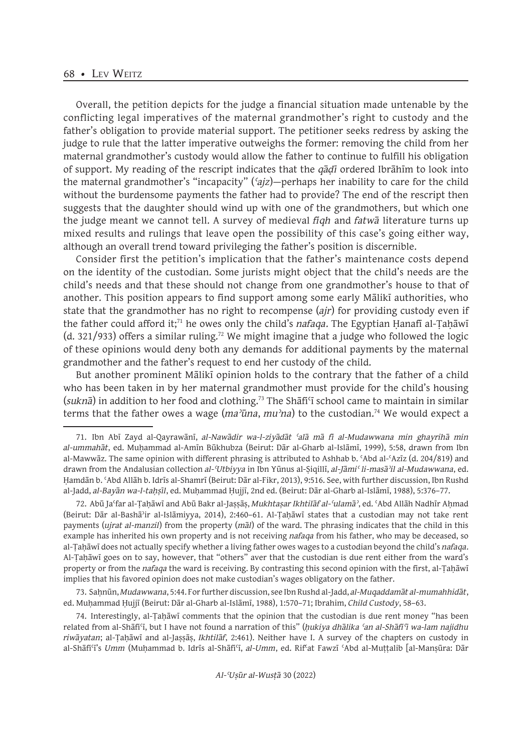Overall, the petition depicts for the judge a financial situation made untenable by the conflicting legal imperatives of the maternal grandmother's right to custody and the father's obligation to provide material support. The petitioner seeks redress by asking the judge to rule that the latter imperative outweighs the former: removing the child from her maternal grandmother's custody would allow the father to continue to fulfill his obligation of support. My reading of the rescript indicates that the *qāḍī* ordered Ibrāhīm to look into the maternal grandmother's "incapacity" (*ʿajz*)—perhaps her inability to care for the child without the burdensome payments the father had to provide? The end of the rescript then suggests that the daughter should wind up with one of the grandmothers, but which one the judge meant we cannot tell. A survey of medieval *fiqh* and *fatwā* literature turns up mixed results and rulings that leave open the possibility of this case's going either way, although an overall trend toward privileging the father's position is discernible.

Consider first the petition's implication that the father's maintenance costs depend on the identity of the custodian. Some jurists might object that the child's needs are the child's needs and that these should not change from one grandmother's house to that of another. This position appears to find support among some early Mālikī authorities, who state that the grandmother has no right to recompense (*ajr*) for providing custody even if the father could afford it;[71] he owes only the child's *nafaqa*. The Egyptian Ḥanafī al-Ṭaḥāwī (d. 321/933) offers a similar ruling.[72] We might imagine that a judge who followed the logic of these opinions would deny both any demands for additional payments by the maternal grandmother and the father's request to end her custody of the child.

But another prominent Mālikī opinion holds to the contrary that the father of a child who has been taken in by her maternal grandmother must provide for the child's housing (*suknā*) in addition to her food and clothing.[73] The Shāfiʿī school came to maintain in similar terms that the father owes a wage (*maʾūna*, *muʾna*) to the custodian.[74] We would expect a

---

71. Ibn Abī Zayd al-Qayrawānī, *al-Nawādir wa-l-ziyādāt ʿalā mā fī al-Mudawwana min ghayrihā min al-ummahāt*, ed. Muḥammad al-Amīn Būkhubza (Beirut: Dār al-Gharb al-Islāmī, 1999), 5:58, drawn from Ibn al-Mawwāz. The same opinion with different phrasing is attributed to Ashhab b. ʿAbd al-ʿAzīz (d. 204/819) and drawn from the Andalusian collection *al-ʿUtbiyya* in Ibn Yūnus al-Ṣiqillī, *al-Jāmiʿ li-masāʾil al-Mudawwana*, ed. Ḥamdān b. ʿAbd Allāh b. Idrīs al-Shamrī (Beirut: Dār al-Fikr, 2013), 9:516. See, with further discussion, Ibn Rushd al-Jadd, *al-Bayān wa-l-taḥṣīl*, ed. Muḥammad Ḥujjī, 2nd ed. (Beirut: Dār al-Gharb al-Islāmī, 1988), 5:376–77.

72. Abū Jaʿfar al-Ṭaḥāwī and Abū Bakr al-Jaṣṣāṣ, *Mukhtaṣar Ikhtilāf al-ʿulamāʾ*, ed. ʿAbd Allāh Nadhīr Aḥmad (Beirut: Dār al-Bashāʾir al-Islāmiyya, 2014), 2:460–61. Al-Ṭaḥāwī states that a custodian may not take rent payments (*ujrat al-manzil*) from the property (*māl*) of the ward. The phrasing indicates that the child in this example has inherited his own property and is not receiving *nafaqa* from his father, who may be deceased, so al-Ṭaḥāwī does not actually specify whether a living father owes wages to a custodian beyond the child's *nafaqa*. Al-Ṭaḥāwī goes on to say, however, that "others" aver that the custodian is due rent either from the ward's property or from the *nafaqa* the ward is receiving. By contrasting this second opinion with the first, al-Ṭaḥāwī implies that his favored opinion does not make custodian's wages obligatory on the father.

73. Saḥnūn, *Mudawwana*, 5:44. For further discussion, see Ibn Rushd al-Jadd, *al-Muqaddamāt al-mumahhidāt*, ed. Muḥammad Ḥujjī (Beirut: Dār al-Gharb al-Islāmī, 1988), 1:570–71; Ibrahim, *Child Custody*, 58–63.

74. Interestingly, al-Ṭaḥāwī comments that the opinion that the custodian is due rent money "has been related from al-Shāfiʿī, but I have not found a narration of this" (*ḥukiya dhālika ʿan al-Shāfiʿī wa-lam najidhu riwāyatan*; al-Ṭaḥāwī and al-Jaṣṣāṣ, *Ikhtilāf*, 2:461). Neither have I. A survey of the chapters on custody in al-Shāfiʿī's *Umm* (Muḥammad b. Idrīs al-Shāfiʿī, *al-Umm*, ed. Rifʿat Fawzī ʿAbd al-Muṭṭalib [al-Manṣūra: Dār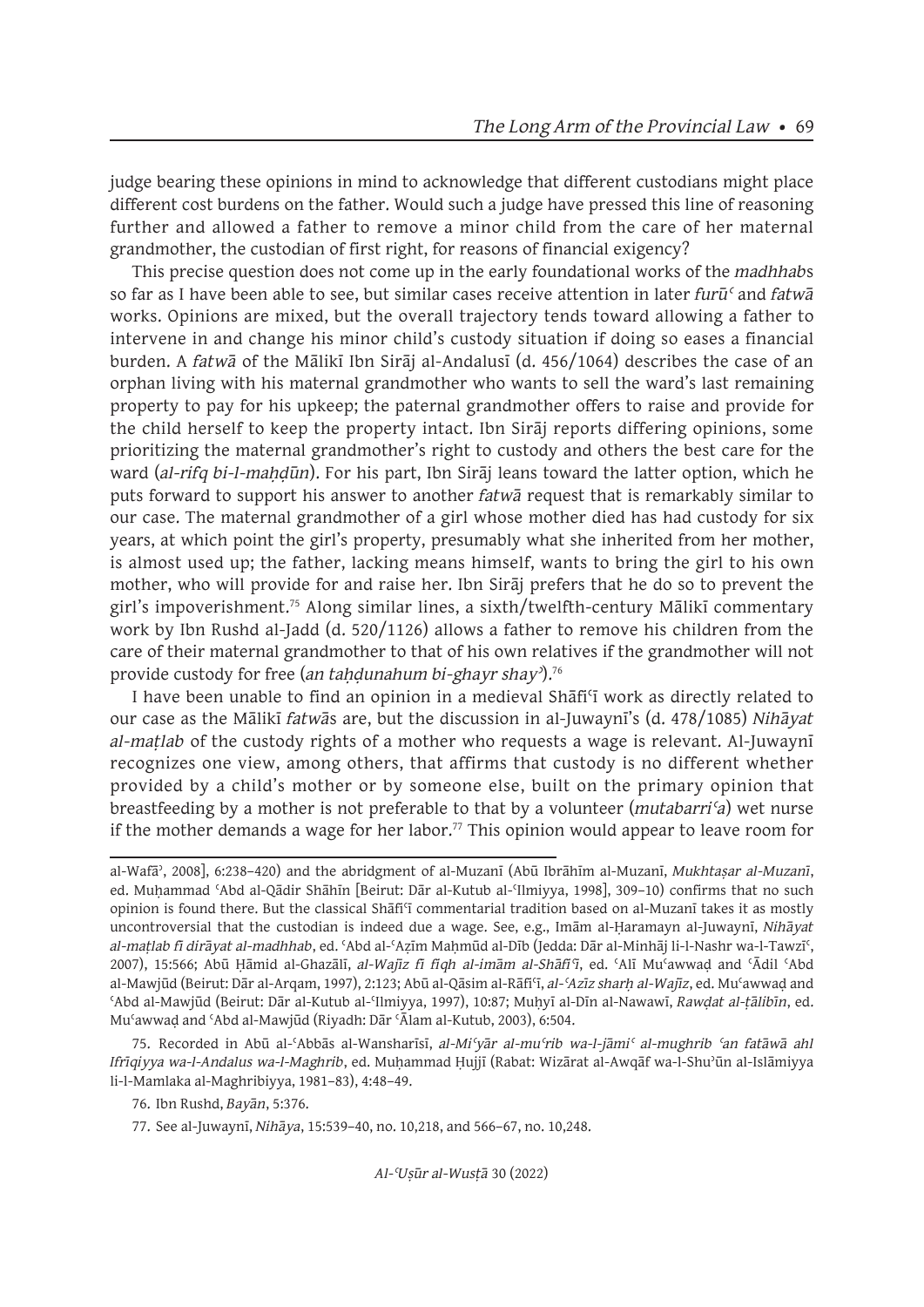judge bearing these opinions in mind to acknowledge that different custodians might place different cost burdens on the father. Would such a judge have pressed this line of reasoning further and allowed a father to remove a minor child from the care of her maternal grandmother, the custodian of first right, for reasons of financial exigency?

This precise question does not come up in the early foundational works of the *madhhab*s so far as I have been able to see, but similar cases receive attention in later *furūʿ* and *fatwā* works. Opinions are mixed, but the overall trajectory tends toward allowing a father to intervene in and change his minor child's custody situation if doing so eases a financial burden. A *fatwā* of the Mālikī Ibn Sirāj al-Andalusī (d. 456/1064) describes the case of an orphan living with his maternal grandmother who wants to sell the ward's last remaining property to pay for his upkeep; the paternal grandmother offers to raise and provide for the child herself to keep the property intact. Ibn Sirāj reports differing opinions, some prioritizing the maternal grandmother's right to custody and others the best care for the ward (*al-rifq bi-l-maḥḍūn*). For his part, Ibn Sirāj leans toward the latter option, which he puts forward to support his answer to another *fatwā* request that is remarkably similar to our case. The maternal grandmother of a girl whose mother died has had custody for six years, at which point the girl's property, presumably what she inherited from her mother, is almost used up; the father, lacking means himself, wants to bring the girl to his own mother, who will provide for and raise her. Ibn Sirāj prefers that he do so to prevent the girl's impoverishment.[75] Along similar lines, a sixth/twelfth-century Mālikī commentary work by Ibn Rushd al-Jadd (d. 520/1126) allows a father to remove his children from the care of their maternal grandmother to that of his own relatives if the grandmother will not provide custody for free (*an taḥḍunahum bi-ghayr shayʾ*).[76]

I have been unable to find an opinion in a medieval Shāfiʿī work as directly related to our case as the Mālikī *fatwā*s are, but the discussion in al-Juwaynī's (d. 478/1085) *Nihāyat al-maṭlab* of the custody rights of a mother who requests a wage is relevant. Al-Juwaynī recognizes one view, among others, that affirms that custody is no different whether provided by a child's mother or by someone else, built on the primary opinion that breastfeeding by a mother is not preferable to that by a volunteer (*mutabarriʿa*) wet nurse if the mother demands a wage for her labor.[77] This opinion would appear to leave room for

---

al-Wafāʾ, 2008], 6:238–420) and the abridgment of al-Muzanī (Abū Ibrāhīm al-Muzanī, *Mukhtaṣar al-Muzanī*, ed. Muḥammad ʿAbd al-Qādir Shāhīn [Beirut: Dār al-Kutub al-ʿIlmiyya, 1998], 309–10) confirms that no such opinion is found there. But the classical Shāfiʿī commentarial tradition based on al-Muzanī takes it as mostly uncontroversial that the custodian is indeed due a wage. See, e.g., Imām al-Ḥaramayn al-Juwaynī, *Nihāyat al-maṭlab fī dirāyat al-madhhab*, ed. ʿAbd al-ʿAẓīm Maḥmūd al-Dīb (Jedda: Dār al-Minhāj li-l-Nashr wa-l-Tawzīʿ, 2007), 15:566; Abū Ḥāmid al-Ghazālī, *al-Wajīz fī fiqh al-imām al-Shāfiʿī*, ed. ʿAlī Muʿawwaḍ and ʿĀdil ʿAbd al-Mawjūd (Beirut: Dār al-Arqam, 1997), 2:123; Abū al-Qāsim al-Rāfiʿī, *al-ʿAzīz sharḥ al-Wajīz*, ed. Muʿawwaḍ and ʿAbd al-Mawjūd (Beirut: Dār al-Kutub al-ʿIlmiyya, 1997), 10:87; Muḥyī al-Dīn al-Nawawī, *Rawḍat al-ṭālibīn*, ed. Muʿawwaḍ and ʿAbd al-Mawjūd (Riyadh: Dār ʿĀlam al-Kutub, 2003), 6:504.

75. Recorded in Abū al-ʿAbbās al-Wansharīsī, *al-Miʿyār al-muʿrib wa-l-jāmiʿ al-mughrib ʿan fatāwā ahl Ifrīqiyya wa-l-Andalus wa-l-Maghrib*, ed. Muḥammad Ḥujjī (Rabat: Wizārat al-Awqāf wa-l-Shuʾūn al-Islāmiyya li-l-Mamlaka al-Maghribiyya, 1981–83), 4:48–49.

76. Ibn Rushd, *Bayān*, 5:376.

77. See al-Juwaynī, *Nihāya*, 15:539–40, no. 10,218, and 566–67, no. 10,248.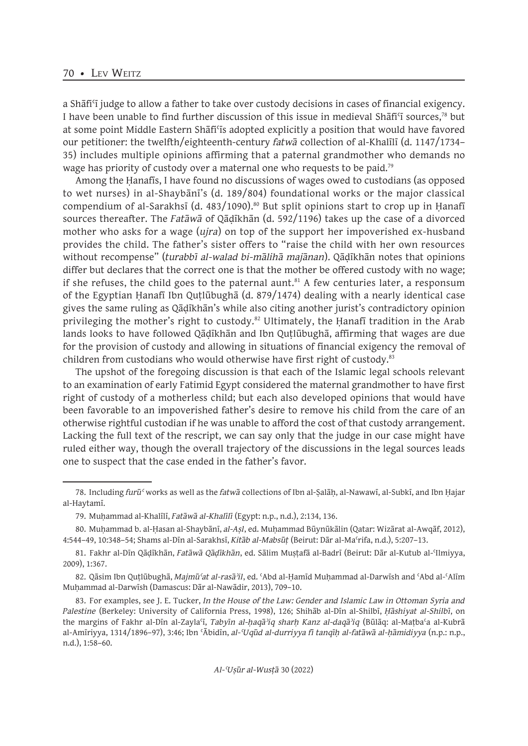a Shāfiʿī judge to allow a father to take over custody decisions in cases of financial exigency. I have been unable to find further discussion of this issue in medieval Shāfiʿī sources,[78] but at some point Middle Eastern Shāfiʿīs adopted explicitly a position that would have favored our petitioner: the twelfth/eighteenth-century *fatwā* collection of al-Khalīlī (d. 1147/1734–35) includes multiple opinions affirming that a paternal grandmother who demands no wage has priority of custody over a maternal one who requests to be paid.[79]

Among the Ḥanafīs, I have found no discussions of wages owed to custodians (as opposed to wet nurses) in al-Shaybānī's (d. 189/804) foundational works or the major classical compendium of al-Sarakhsī (d. 483/1090).[80] But split opinions start to crop up in Ḥanafī sources thereafter. The *Fatāwā* of Qāḍīkhān (d. 592/1196) takes up the case of a divorced mother who asks for a wage (*ujra*) on top of the support her impoverished ex-husband provides the child. The father's sister offers to "raise the child with her own resources without recompense" (*turabbī al-walad bi-mālihā majānan*). Qāḍīkhān notes that opinions differ but declares that the correct one is that the mother be offered custody with no wage; if she refuses, the child goes to the paternal aunt.[81] A few centuries later, a responsum of the Egyptian Ḥanafī Ibn Quṭlūbughā (d. 879/1474) dealing with a nearly identical case gives the same ruling as Qāḍīkhān's while also citing another jurist's contradictory opinion privileging the mother's right to custody.[82] Ultimately, the Ḥanafī tradition in the Arab lands looks to have followed Qāḍīkhān and Ibn Quṭlūbughā, affirming that wages are due for the provision of custody and allowing in situations of financial exigency the removal of children from custodians who would otherwise have first right of custody.[83]

The upshot of the foregoing discussion is that each of the Islamic legal schools relevant to an examination of early Fatimid Egypt considered the maternal grandmother to have first right of custody of a motherless child; but each also developed opinions that would have been favorable to an impoverished father's desire to remove his child from the care of an otherwise rightful custodian if he was unable to afford the cost of that custody arrangement. Lacking the full text of the rescript, we can say only that the judge in our case might have ruled either way, though the overall trajectory of the discussions in the legal sources leads one to suspect that the case ended in the father's favor.

---

78. Including *furūʿ* works as well as the *fatwā* collections of Ibn al-Ṣalāḥ, al-Nawawī, al-Subkī, and Ibn Ḥajar al-Haytamī.

79. Muḥammad al-Khalīlī, *Fatāwā al-Khalīlī* (Egypt: n.p., n.d.), 2:134, 136.

80. Muḥammad b. al-Ḥasan al-Shaybānī, *al-Aṣl*, ed. Muḥammad Būynūkālin (Qatar: Wizārat al-Awqāf, 2012), 4:544–49, 10:348–54; Shams al-Dīn al-Sarakhsī, *Kitāb al-Mabsūṭ* (Beirut: Dār al-Maʿrifa, n.d.), 5:207–13.

81. Fakhr al-Dīn Qāḍīkhān, *Fatāwā Qāḍīkhān*, ed. Sālim Muṣṭafā al-Badrī (Beirut: Dār al-Kutub al-ʿIlmiyya, 2009), 1:367.

82. Qāsim Ibn Quṭlūbughā, *Majmūʿat al-rasāʾil*, ed. ʿAbd al-Ḥamīd Muḥammad al-Darwīsh and ʿAbd al-ʿAlīm Muḥammad al-Darwīsh (Damascus: Dār al-Nawādir, 2013), 709–10.

83. For examples, see J. E. Tucker, *In the House of the Law: Gender and Islamic Law in Ottoman Syria and Palestine* (Berkeley: University of California Press, 1998), 126; Shihāb al-Dīn al-Shilbī, *Ḥāshiyat al-Shilbī*, on the margins of Fakhr al-Dīn al-Zaylaʿī, *Tabyīn al-ḥaqāʾiq sharḥ Kanz al-daqāʾiq* (Būlāq: al-Maṭbaʿa al-Kubrā al-Amīriyya, 1314/1896–97), 3:46; Ibn ʿĀbidīn, *al-ʿUqūd al-durriyya fī tanqīḥ al-fatāwā al-ḥāmidiyya* (n.p.: n.p., n.d.), 1:58–60.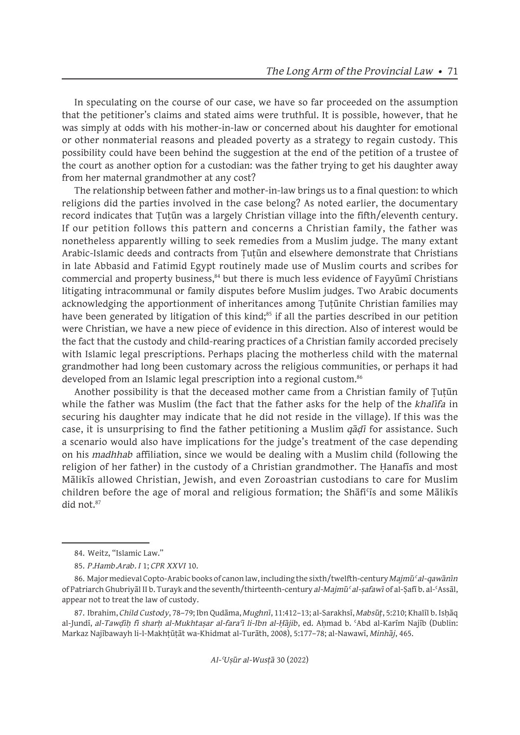In speculating on the course of our case, we have so far proceeded on the assumption that the petitioner's claims and stated aims were truthful. It is possible, however, that he was simply at odds with his mother-in-law or concerned about his daughter for emotional or other nonmaterial reasons and pleaded poverty as a strategy to regain custody. This possibility could have been behind the suggestion at the end of the petition of a trustee of the court as another option for a custodian: was the father trying to get his daughter away from her maternal grandmother at any cost?

The relationship between father and mother-in-law brings us to a final question: to which religions did the parties involved in the case belong? As noted earlier, the documentary record indicates that Ṭuṭūn was a largely Christian village into the fifth/eleventh century. If our petition follows this pattern and concerns a Christian family, the father was nonetheless apparently willing to seek remedies from a Muslim judge. The many extant Arabic-Islamic deeds and contracts from Ṭuṭūn and elsewhere demonstrate that Christians in late Abbasid and Fatimid Egypt routinely made use of Muslim courts and scribes for commercial and property business,[84] but there is much less evidence of Fayyūmī Christians litigating intracommunal or family disputes before Muslim judges. Two Arabic documents acknowledging the apportionment of inheritances among Ṭuṭūnite Christian families may have been generated by litigation of this kind;[85] if all the parties described in our petition were Christian, we have a new piece of evidence in this direction. Also of interest would be the fact that the custody and child-rearing practices of a Christian family accorded precisely with Islamic legal prescriptions. Perhaps placing the motherless child with the maternal grandmother had long been customary across the religious communities, or perhaps it had developed from an Islamic legal prescription into a regional custom.[86]

Another possibility is that the deceased mother came from a Christian family of Ṭuṭūn while the father was Muslim (the fact that the father asks for the help of the *khalīfa* in securing his daughter may indicate that he did not reside in the village). If this was the case, it is unsurprising to find the father petitioning a Muslim *qāḍī* for assistance. Such a scenario would also have implications for the judge's treatment of the case depending on his *madhhab* affiliation, since we would be dealing with a Muslim child (following the religion of her father) in the custody of a Christian grandmother. The Ḥanafīs and most Mālikīs allowed Christian, Jewish, and even Zoroastrian custodians to care for Muslim children before the age of moral and religious formation; the Shāfiʿīs and some Mālikīs did not.[87]

---

84. Weitz, "Islamic Law."

85. *P.Hamb.Arab. I* 1; *CPR XXVI* 10.

86. Major medieval Copto-Arabic books of canon law, including the sixth/twelfth-century *Majmūʿ al-qawānīn* of Patriarch Ghubriyāl II b. Turayk and the seventh/thirteenth-century *al-Majmūʿ al-ṣafawī* of al-Ṣafī b. al-ʿAssāl, appear not to treat the law of custody.

87. Ibrahim, *Child Custody*, 78–79; Ibn Qudāma, *Mughnī*, 11:412–13; al-Sarakhsī, *Mabsūṭ*, 5:210; Khalīl b. Isḥāq al-Jundī, *al-Tawḍīḥ fī sharḥ al-Mukhtaṣar al-faraʿī li-Ibn al-Ḥājib*, ed. Aḥmad b. ʿAbd al-Karīm Najīb (Dublin: Markaz Najībawayh li-l-Makhṭūṭāt wa-Khidmat al-Turāth, 2008), 5:177–78; al-Nawawī, *Minhāj*, 465.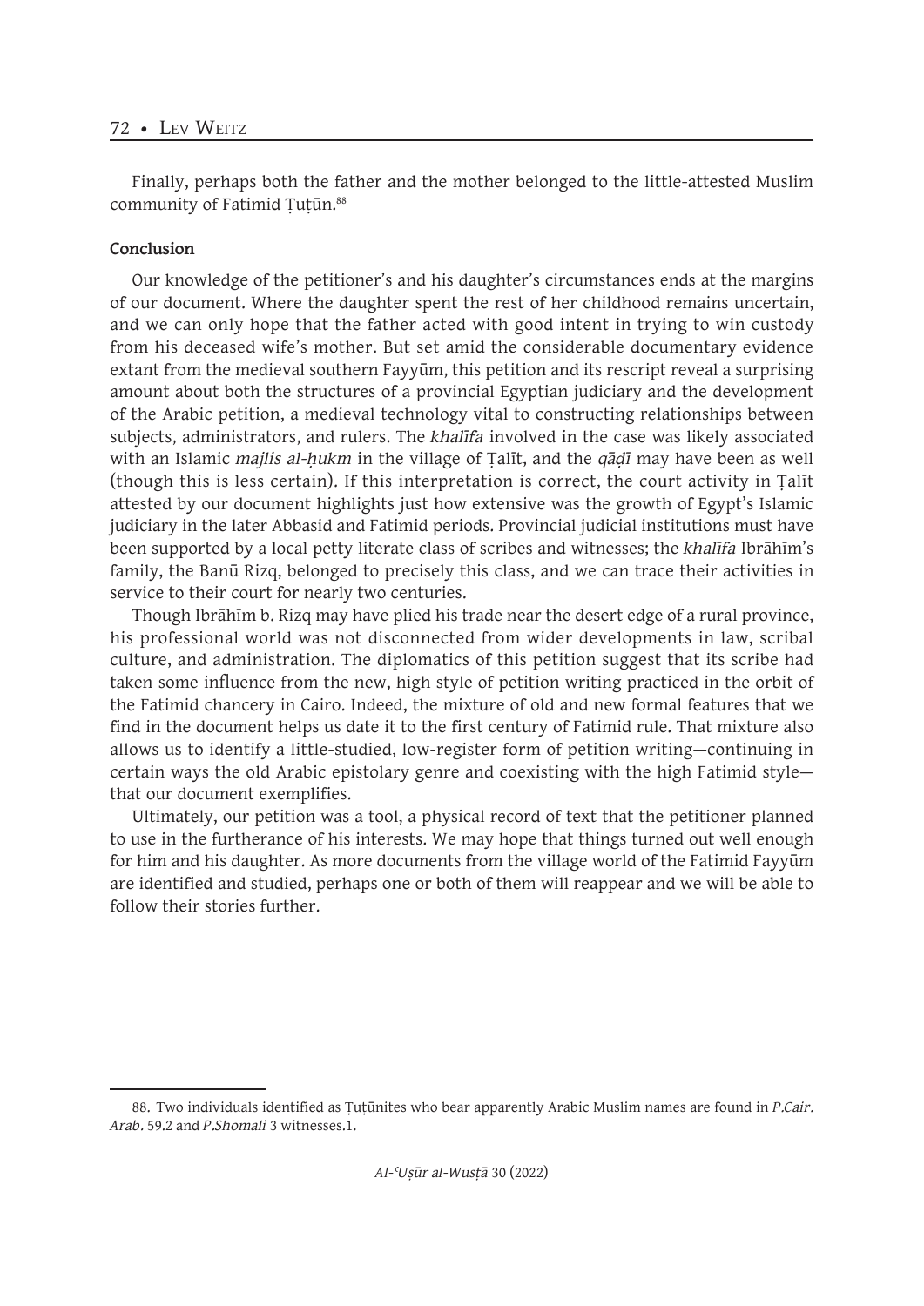Finally, perhaps both the father and the mother belonged to the little-attested Muslim community of Fatimid Ṭuṭūn.[88]

## Conclusion

Our knowledge of the petitioner's and his daughter's circumstances ends at the margins of our document. Where the daughter spent the rest of her childhood remains uncertain, and we can only hope that the father acted with good intent in trying to win custody from his deceased wife's mother. But set amid the considerable documentary evidence extant from the medieval southern Fayyūm, this petition and its rescript reveal a surprising amount about both the structures of a provincial Egyptian judiciary and the development of the Arabic petition, a medieval technology vital to constructing relationships between subjects, administrators, and rulers. The *khalīfa* involved in the case was likely associated with an Islamic *majlis al-ḥukm* in the village of Ṭalīt, and the *qāḍī* may have been as well (though this is less certain). If this interpretation is correct, the court activity in Ṭalīt attested by our document highlights just how extensive was the growth of Egypt's Islamic judiciary in the later Abbasid and Fatimid periods. Provincial judicial institutions must have been supported by a local petty literate class of scribes and witnesses; the *khalīfa* Ibrāhīm's family, the Banū Rizq, belonged to precisely this class, and we can trace their activities in service to their court for nearly two centuries.

Though Ibrāhīm b. Rizq may have plied his trade near the desert edge of a rural province, his professional world was not disconnected from wider developments in law, scribal culture, and administration. The diplomatics of this petition suggest that its scribe had taken some influence from the new, high style of petition writing practiced in the orbit of the Fatimid chancery in Cairo. Indeed, the mixture of old and new formal features that we find in the document helps us date it to the first century of Fatimid rule. That mixture also allows us to identify a little-studied, low-register form of petition writing—continuing in certain ways the old Arabic epistolary genre and coexisting with the high Fatimid style—that our document exemplifies.

Ultimately, our petition was a tool, a physical record of text that the petitioner planned to use in the furtherance of his interests. We may hope that things turned out well enough for him and his daughter. As more documents from the village world of the Fatimid Fayyūm are identified and studied, perhaps one or both of them will reappear and we will be able to follow their stories further.

---

88. Two individuals identified as Ṭuṭūnites who bear apparently Arabic Muslim names are found in *P.Cair. Arab.* 59.2 and *P.Shomali* 3 witnesses.1.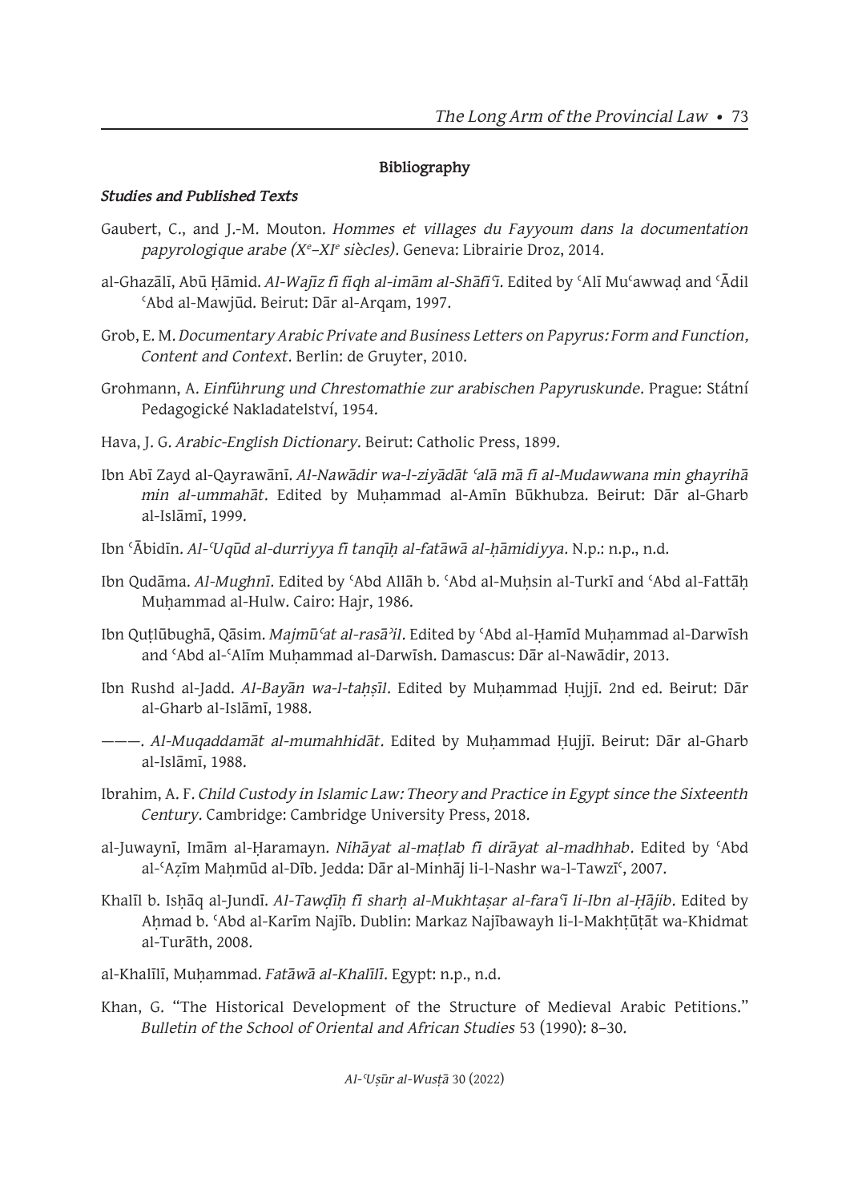## Bibliography

### *Studies and Published Texts*

Gaubert, C., and J.-M. Mouton. *Hommes et villages du Fayyoum dans la documentation papyrologique arabe (Xe–XIe siècles)*. Geneva: Librairie Droz, 2014.

al-Ghazālī, Abū Ḥāmid. *Al-Wajīz fī fiqh al-imām al-Shāfiʿī*. Edited by ʿAlī Muʿawwaḍ and ʿĀdil ʿAbd al-Mawjūd. Beirut: Dār al-Arqam, 1997.

Grob, E. M. *Documentary Arabic Private and Business Letters on Papyrus: Form and Function, Content and Context*. Berlin: de Gruyter, 2010.

Grohmann, A. *Einführung und Chrestomathie zur arabischen Papyruskunde*. Prague: Státní Pedagogické Nakladatelství, 1954.

Hava, J. G. *Arabic-English Dictionary*. Beirut: Catholic Press, 1899.

Ibn Abī Zayd al-Qayrawānī. *Al-Nawādir wa-l-ziyādāt ʿalā mā fī al-Mudawwana min ghayrihā min al-ummahāt*. Edited by Muḥammad al-Amīn Būkhubza. Beirut: Dār al-Gharb al-Islāmī, 1999.

Ibn ʿĀbidīn. *Al-ʿUqūd al-durriyya fī tanqīḥ al-fatāwā al-ḥāmidiyya*. N.p.: n.p., n.d.

Ibn Qudāma. *Al-Mughnī*. Edited by ʿAbd Allāh b. ʿAbd al-Muḥsin al-Turkī and ʿAbd al-Fattāḥ Muḥammad al-Hulw. Cairo: Hajr, 1986.

Ibn Quṭlūbughā, Qāsim. *Majmūʿat al-rasāʾil*. Edited by ʿAbd al-Ḥamīd Muḥammad al-Darwīsh and ʿAbd al-ʿAlīm Muḥammad al-Darwīsh. Damascus: Dār al-Nawādir, 2013.

Ibn Rushd al-Jadd. *Al-Bayān wa-l-taḥṣīl*. Edited by Muḥammad Ḥujjī. 2nd ed. Beirut: Dār al-Gharb al-Islāmī, 1988.

———. *Al-Muqaddamāt al-mumahhidāt*. Edited by Muḥammad Ḥujjī. Beirut: Dār al-Gharb al-Islāmī, 1988.

Ibrahim, A. F. *Child Custody in Islamic Law: Theory and Practice in Egypt since the Sixteenth Century*. Cambridge: Cambridge University Press, 2018.

al-Juwaynī, Imām al-Ḥaramayn. *Nihāyat al-maṭlab fī dirāyat al-madhhab*. Edited by ʿAbd al-ʿAẓīm Maḥmūd al-Dīb. Jedda: Dār al-Minhāj li-l-Nashr wa-l-Tawzīʿ, 2007.

Khalīl b. Isḥāq al-Jundī. *Al-Tawḍīḥ fī sharḥ al-Mukhtaṣar al-faraʿī li-Ibn al-Ḥājib*. Edited by Aḥmad b. ʿAbd al-Karīm Najīb. Dublin: Markaz Najībawayh li-l-Makhṭūṭāt wa-Khidmat al-Turāth, 2008.

al-Khalīlī, Muḥammad. *Fatāwā al-Khalīlī*. Egypt: n.p., n.d.

Khan, G. "The Historical Development of the Structure of Medieval Arabic Petitions." *Bulletin of the School of Oriental and African Studies* 53 (1990): 8–30.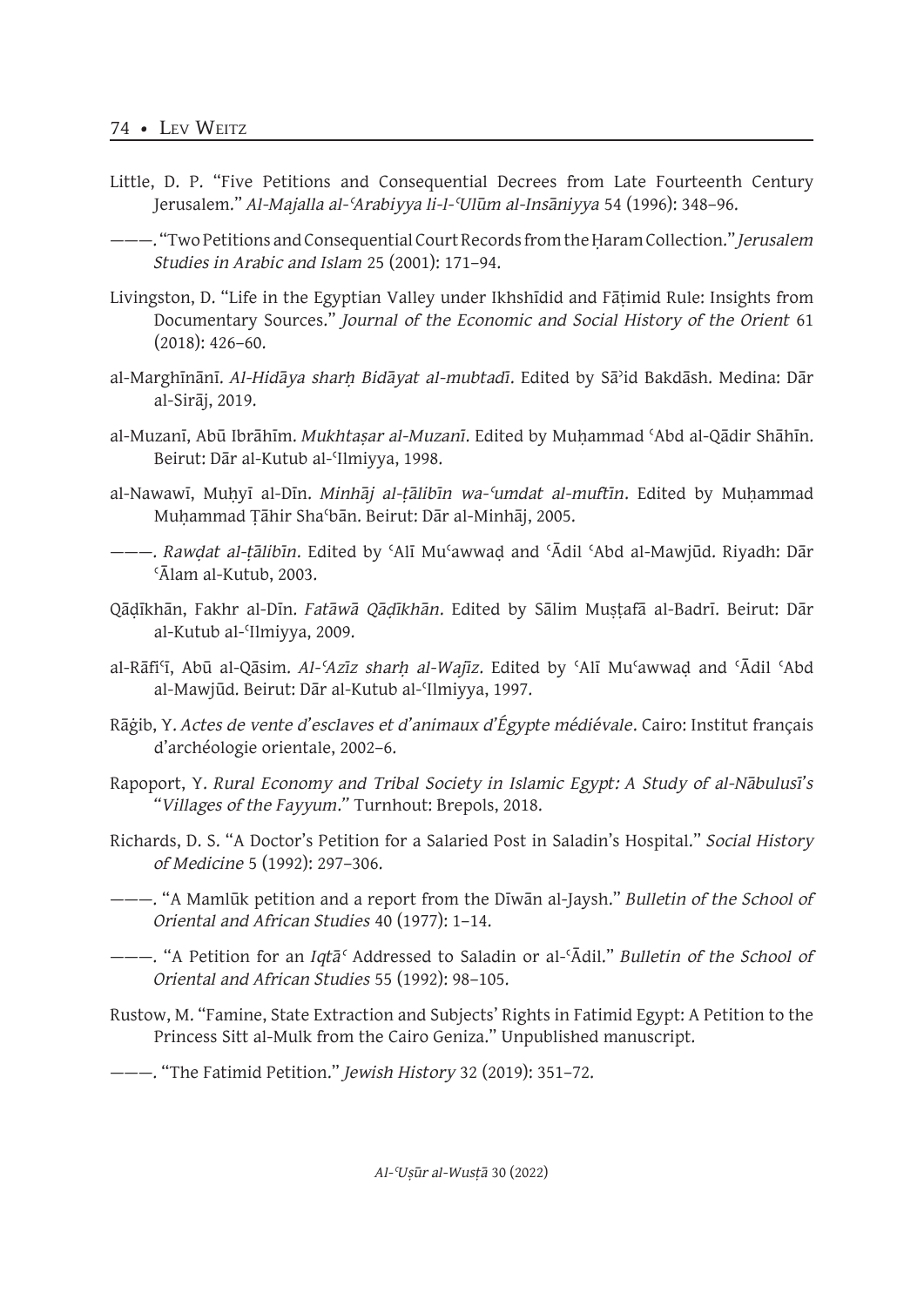Little, D. P. "Five Petitions and Consequential Decrees from Late Fourteenth Century Jerusalem." *Al-Majalla al-ʿArabiyya li-l-ʿUlūm al-Insāniyya* 54 (1996): 348–96.

———. "Two Petitions and Consequential Court Records from the Ḥaram Collection." *Jerusalem Studies in Arabic and Islam* 25 (2001): 171–94.

Livingston, D. "Life in the Egyptian Valley under Ikhshīdid and Fāṭimid Rule: Insights from Documentary Sources." *Journal of the Economic and Social History of the Orient* 61 (2018): 426–60.

al-Marghīnānī. *Al-Hidāya sharḥ Bidāyat al-mubtadī*. Edited by Sāʾid Bakdāsh. Medina: Dār al-Sirāj, 2019.

al-Muzanī, Abū Ibrāhīm. *Mukhtaṣar al-Muzanī*. Edited by Muḥammad ʿAbd al-Qādir Shāhīn. Beirut: Dār al-Kutub al-ʿIlmiyya, 1998.

al-Nawawī, Muḥyī al-Dīn. *Minhāj al-ṭālibīn wa-ʿumdat al-muftīn*. Edited by Muḥammad Muḥammad Ṭāhir Shaʿbān. Beirut: Dār al-Minhāj, 2005.

———. *Rawḍat al-ṭālibīn*. Edited by ʿAlī Muʿawwaḍ and ʿĀdil ʿAbd al-Mawjūd. Riyadh: Dār ʿĀlam al-Kutub, 2003.

Qāḍīkhān, Fakhr al-Dīn. *Fatāwā Qāḍīkhān*. Edited by Sālim Muṣṭafā al-Badrī. Beirut: Dār al-Kutub al-ʿIlmiyya, 2009.

al-Rāfiʿī, Abū al-Qāsim. *Al-ʿAzīz sharḥ al-Wajīz*. Edited by ʿAlī Muʿawwaḍ and ʿĀdil ʿAbd al-Mawjūd. Beirut: Dār al-Kutub al-ʿIlmiyya, 1997.

Rāġib, Y. *Actes de vente d'esclaves et d'animaux d'Égypte médiévale*. Cairo: Institut français d'archéologie orientale, 2002–6.

Rapoport, Y. *Rural Economy and Tribal Society in Islamic Egypt: A Study of al-Nābulusī's "Villages of the Fayyum."* Turnhout: Brepols, 2018.

Richards, D. S. "A Doctor's Petition for a Salaried Post in Saladin's Hospital." *Social History of Medicine* 5 (1992): 297–306.

———. "A Mamlūk petition and a report from the Dīwān al-Jaysh." *Bulletin of the School of Oriental and African Studies* 40 (1977): 1–14.

———. "A Petition for an *Iqṭāʿ* Addressed to Saladin or al-ʿĀdil." *Bulletin of the School of Oriental and African Studies* 55 (1992): 98–105.

Rustow, M. "Famine, State Extraction and Subjects' Rights in Fatimid Egypt: A Petition to the Princess Sitt al-Mulk from the Cairo Geniza." Unpublished manuscript.

———. "The Fatimid Petition." *Jewish History* 32 (2019): 351–72.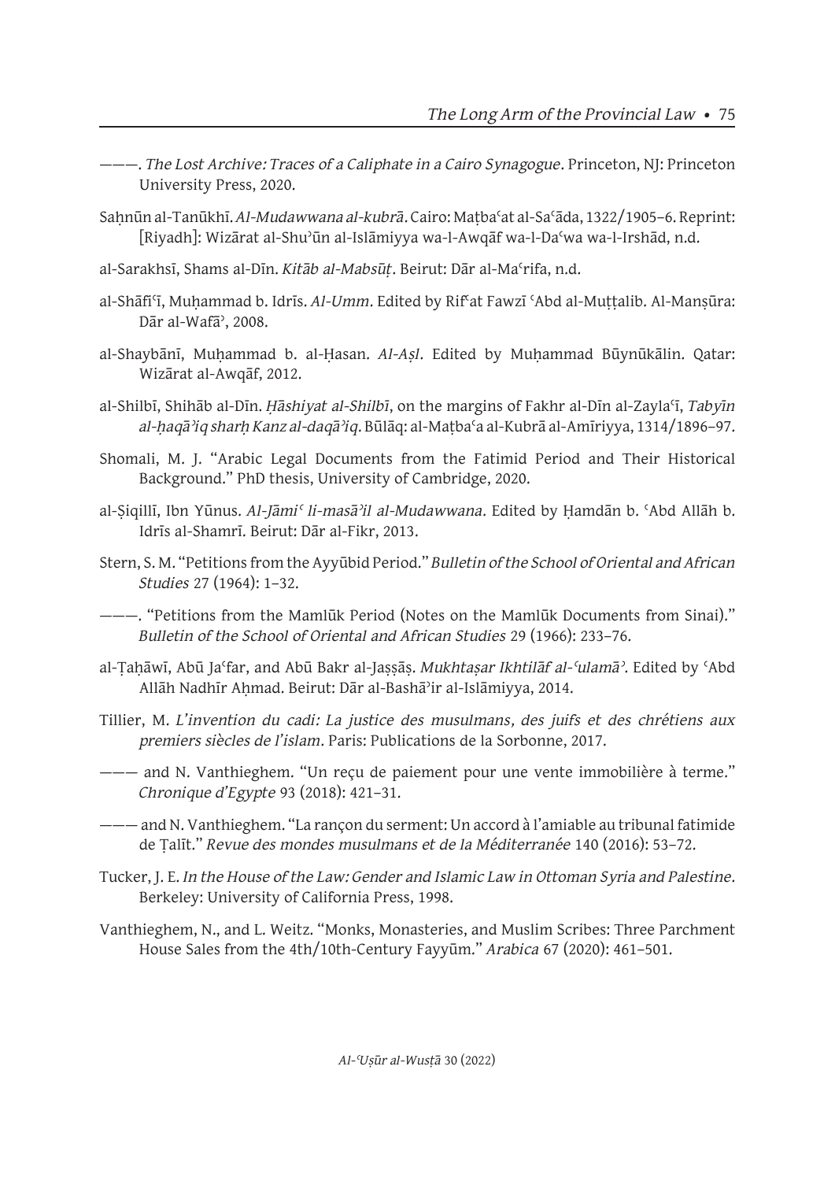———. *The Lost Archive: Traces of a Caliphate in a Cairo Synagogue*. Princeton, NJ: Princeton University Press, 2020.

Saḥnūn al-Tanūkhī. *Al-Mudawwana al-kubrā*. Cairo: Maṭbaʿat al-Saʿāda, 1322/1905–6. Reprint: [Riyadh]: Wizārat al-Shuʾūn al-Islāmiyya wa-l-Awqāf wa-l-Daʿwa wa-l-Irshād, n.d.

al-Sarakhsī, Shams al-Dīn. *Kitāb al-Mabsūṭ*. Beirut: Dār al-Maʿrifa, n.d.

al-Shāfiʿī, Muḥammad b. Idrīs. *Al-Umm*. Edited by Rifʿat Fawzī ʿAbd al-Muṭṭalib. Al-Manṣūra: Dār al-Wafāʾ, 2008.

al-Shaybānī, Muḥammad b. al-Ḥasan. *Al-Aṣl*. Edited by Muḥammad Būynūkālin. Qatar: Wizārat al-Awqāf, 2012.

al-Shilbī, Shihāb al-Dīn. *Ḥāshiyat al-Shilbī*, on the margins of Fakhr al-Dīn al-Zaylaʿī, *Tabyīn al-ḥaqāʾiq sharḥ Kanz al-daqāʾiq*. Būlāq: al-Maṭbaʿa al-Kubrā al-Amīriyya, 1314/1896–97.

Shomali, M. J. "Arabic Legal Documents from the Fatimid Period and Their Historical Background." PhD thesis, University of Cambridge, 2020.

al-Ṣiqillī, Ibn Yūnus. *Al-Jāmiʿ li-masāʾil al-Mudawwana*. Edited by Ḥamdān b. ʿAbd Allāh b. Idrīs al-Shamrī. Beirut: Dār al-Fikr, 2013.

Stern, S. M. "Petitions from the Ayyūbid Period." *Bulletin of the School of Oriental and African Studies* 27 (1964): 1–32.

———. "Petitions from the Mamlūk Period (Notes on the Mamlūk Documents from Sinai)." *Bulletin of the School of Oriental and African Studies* 29 (1966): 233–76.

al-Ṭaḥāwī, Abū Jaʿfar, and Abū Bakr al-Jaṣṣāṣ. *Mukhtaṣar Ikhtilāf al-ʿulamāʾ*. Edited by ʿAbd Allāh Nadhīr Aḥmad. Beirut: Dār al-Bashāʾir al-Islāmiyya, 2014.

Tillier, M. *L'invention du cadi: La justice des musulmans, des juifs et des chrétiens aux premiers siècles de l'islam*. Paris: Publications de la Sorbonne, 2017.

——— and N. Vanthieghem. "Un reçu de paiement pour une vente immobilière à terme." *Chronique d'Egypte* 93 (2018): 421–31.

——— and N. Vanthieghem. "La rançon du serment: Un accord à l'amiable au tribunal fatimide de Ṭalīt." *Revue des mondes musulmans et de la Méditerranée* 140 (2016): 53–72.

Tucker, J. E. *In the House of the Law: Gender and Islamic Law in Ottoman Syria and Palestine*. Berkeley: University of California Press, 1998.

Vanthieghem, N., and L. Weitz. "Monks, Monasteries, and Muslim Scribes: Three Parchment House Sales from the 4th/10th-Century Fayyūm." *Arabica* 67 (2020): 461–501.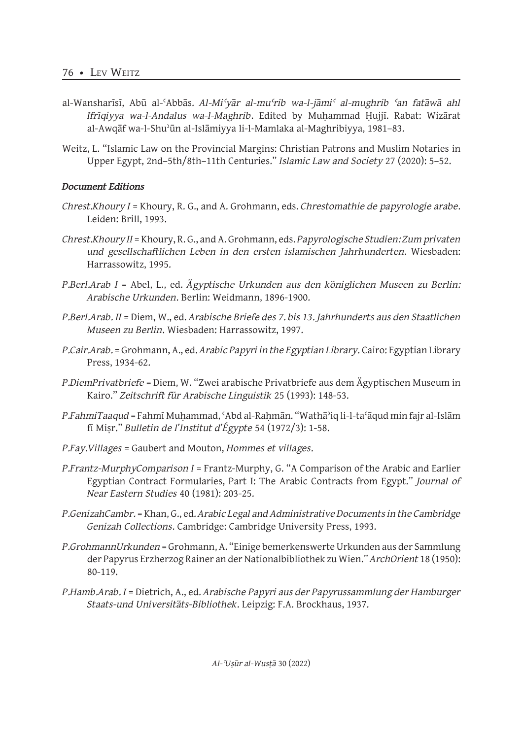al-Wansharīsī, Abū al-ʿAbbās. *Al-Miʿyār al-muʿrib wa-l-jāmiʿ al-mughrib ʿan fatāwā ahl Ifrīqiyya wa-l-Andalus wa-l-Maghrib*. Edited by Muḥammad Ḥujjī. Rabat: Wizārat al-Awqāf wa-l-Shuʾūn al-Islāmiyya li-l-Mamlaka al-Maghribiyya, 1981–83.

Weitz, L. "Islamic Law on the Provincial Margins: Christian Patrons and Muslim Notaries in Upper Egypt, 2nd–5th/8th–11th Centuries." *Islamic Law and Society* 27 (2020): 5–52.

#### *Document Editions*

*Chrest.Khoury I* = Khoury, R. G., and A. Grohmann, eds. *Chrestomathie de papyrologie arabe*. Leiden: Brill, 1993.

*Chrest.Khoury II* = Khoury, R. G., and A. Grohmann, eds. *Papyrologische Studien: Zum privaten und gesellschaftlichen Leben in den ersten islamischen Jahrhunderten*. Wiesbaden: Harrassowitz, 1995.

*P.Berl.Arab I* = Abel, L., ed. *Ägyptische Urkunden aus den königlichen Museen zu Berlin: Arabische Urkunden*. Berlin: Weidmann, 1896-1900.

*P.Berl.Arab. II* = Diem, W., ed. *Arabische Briefe des 7. bis 13. Jahrhunderts aus den Staatlichen Museen zu Berlin*. Wiesbaden: Harrassowitz, 1997.

*P.Cair.Arab.* = Grohmann, A., ed. *Arabic Papyri in the Egyptian Library*. Cairo: Egyptian Library Press, 1934-62.

*P.DiemPrivatbriefe* = Diem, W. "Zwei arabische Privatbriefe aus dem Ägyptischen Museum in Kairo." *Zeitschrift für Arabische Linguistik* 25 (1993): 148-53.

*P.FahmiTaaqud* = Fahmī Muḥammad, ʿAbd al-Raḥmān. "Wathāʾiq li-l-taʿāqud min fajr al-Islām fī Miṣr." *Bulletin de l'Institut d'Égypte* 54 (1972/3): 1-58.

*P.Fay.Villages* = Gaubert and Mouton, *Hommes et villages*.

*P.Frantz-MurphyComparison I* = Frantz-Murphy, G. "A Comparison of the Arabic and Earlier Egyptian Contract Formularies, Part I: The Arabic Contracts from Egypt." *Journal of Near Eastern Studies* 40 (1981): 203-25.

*P.GenizahCambr.* = Khan, G., ed. *Arabic Legal and Administrative Documents in the Cambridge Genizah Collections*. Cambridge: Cambridge University Press, 1993.

*P.GrohmannUrkunden* = Grohmann, A. "Einige bemerkenswerte Urkunden aus der Sammlung der Papyrus Erzherzog Rainer an der Nationalbibliothek zu Wien." *ArchOrient* 18 (1950): 80-119.

*P.Hamb.Arab. I* = Dietrich, A., ed. *Arabische Papyri aus der Papyrussammlung der Hamburger Staats-und Universitäts-Bibliothek*. Leipzig: F.A. Brockhaus, 1937.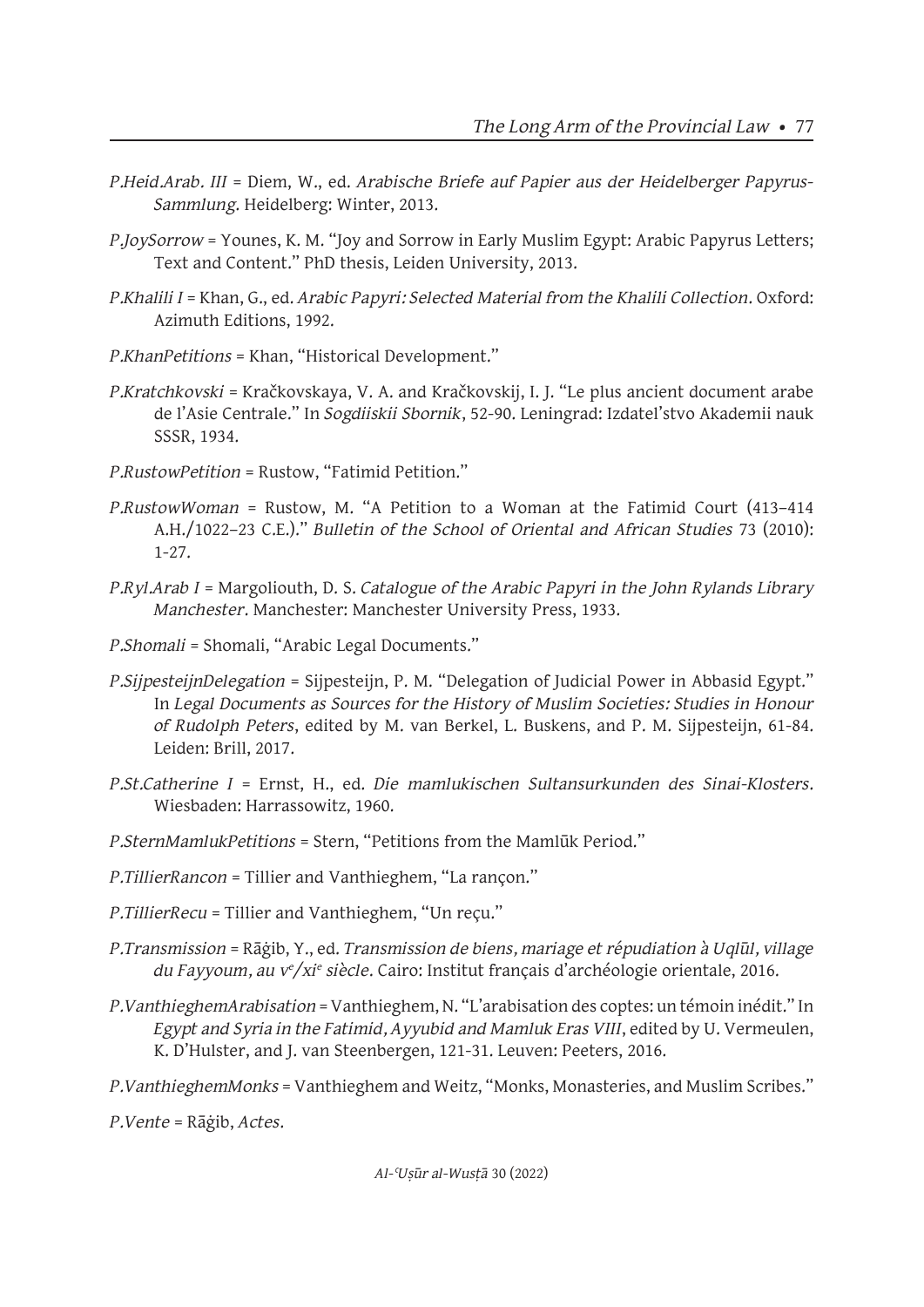*P.Heid.Arab. III* = Diem, W., ed. *Arabische Briefe auf Papier aus der Heidelberger Papyrus-Sammlung*. Heidelberg: Winter, 2013.

*P.JoySorrow* = Younes, K. M. "Joy and Sorrow in Early Muslim Egypt: Arabic Papyrus Letters; Text and Content." PhD thesis, Leiden University, 2013.

*P.Khalili I* = Khan, G., ed. *Arabic Papyri: Selected Material from the Khalili Collection*. Oxford: Azimuth Editions, 1992.

*P.KhanPetitions* = Khan, "Historical Development."

*P.Kratchkovski* = Kračkovskaya, V. A. and Kračkovskij, I. J. "Le plus ancient document arabe de l'Asie Centrale." In *Sogdiiskii Sbornik*, 52-90. Leningrad: Izdatel'stvo Akademii nauk SSSR, 1934.

*P.RustowPetition* = Rustow, "Fatimid Petition."

*P.RustowWoman* = Rustow, M. "A Petition to a Woman at the Fatimid Court (413–414 A.H./1022–23 C.E.)." *Bulletin of the School of Oriental and African Studies* 73 (2010): 1-27.

*P.Ryl.Arab I* = Margoliouth, D. S. *Catalogue of the Arabic Papyri in the John Rylands Library Manchester*. Manchester: Manchester University Press, 1933.

*P.Shomali* = Shomali, "Arabic Legal Documents."

*P.SijpesteijnDelegation* = Sijpesteijn, P. M. "Delegation of Judicial Power in Abbasid Egypt." In *Legal Documents as Sources for the History of Muslim Societies: Studies in Honour of Rudolph Peters*, edited by M. van Berkel, L. Buskens, and P. M. Sijpesteijn, 61-84. Leiden: Brill, 2017.

*P.St.Catherine I* = Ernst, H., ed. *Die mamlukischen Sultansurkunden des Sinai-Klosters*. Wiesbaden: Harrassowitz, 1960.

*P.SternMamlukPetitions* = Stern, "Petitions from the Mamlūk Period."

*P.TillierRancon* = Tillier and Vanthieghem, "La rançon."

*P.TillierRecu* = Tillier and Vanthieghem, "Un reçu."

*P.Transmission* = Rāġib, Y., ed. *Transmission de biens, mariage et répudiation à Uqlūl, village du Fayyoum, au v*e*/xi*e *siècle*. Cairo: Institut français d'archéologie orientale, 2016.

*P.VanthieghemArabisation* = Vanthieghem, N. "L'arabisation des coptes: un témoin inédit." In *Egypt and Syria in the Fatimid, Ayyubid and Mamluk Eras VIII*, edited by U. Vermeulen, K. D'Hulster, and J. van Steenbergen, 121-31. Leuven: Peeters, 2016.

*P.VanthieghemMonks* = Vanthieghem and Weitz, "Monks, Monasteries, and Muslim Scribes."

*P.Vente* = Rāġib, *Actes*.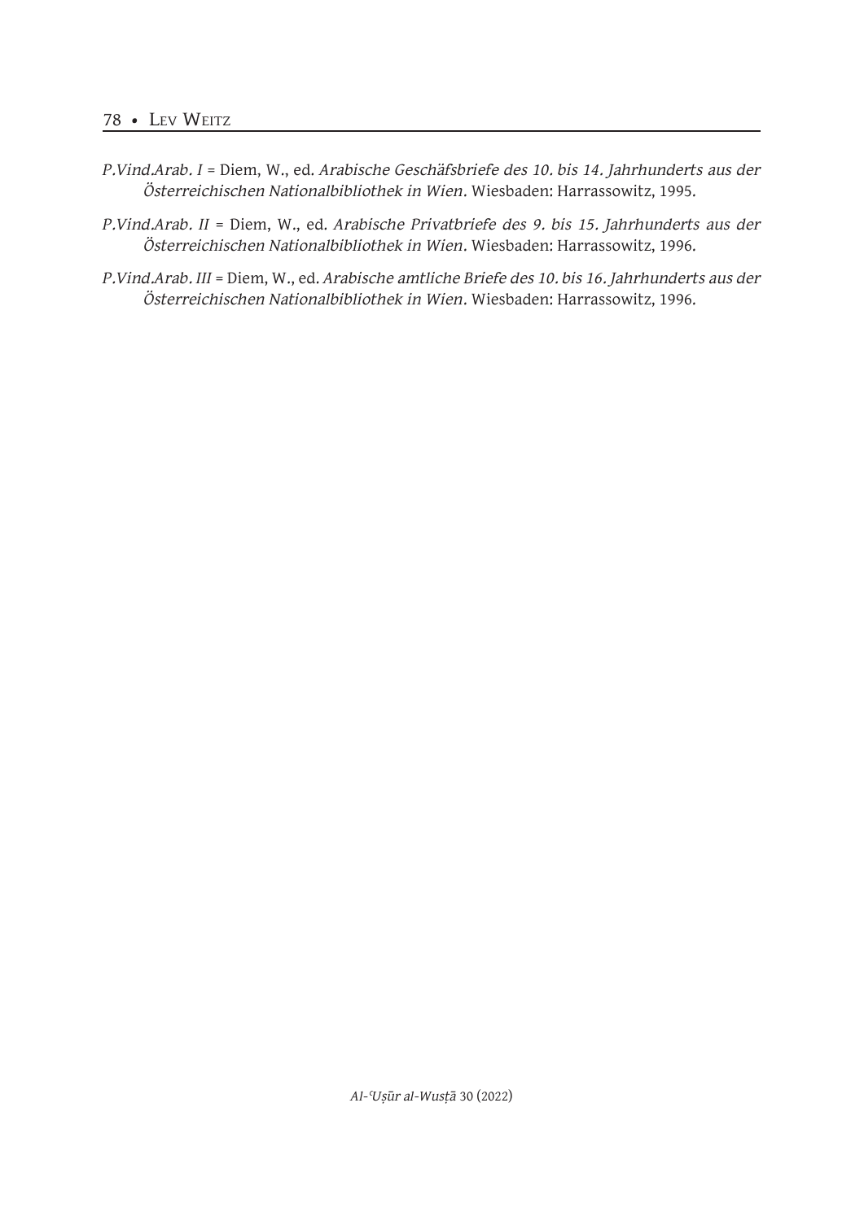*P.Vind.Arab. I* = Diem, W., ed. *Arabische Geschäfsbriefe des 10. bis 14. Jahrhunderts aus der Österreichischen Nationalbibliothek in Wien*. Wiesbaden: Harrassowitz, 1995.

*P.Vind.Arab. II* = Diem, W., ed. *Arabische Privatbriefe des 9. bis 15. Jahrhunderts aus der Österreichischen Nationalbibliothek in Wien*. Wiesbaden: Harrassowitz, 1996.

*P.Vind.Arab. III* = Diem, W., ed. *Arabische amtliche Briefe des 10. bis 16. Jahrhunderts aus der Österreichischen Nationalbibliothek in Wien*. Wiesbaden: Harrassowitz, 1996.